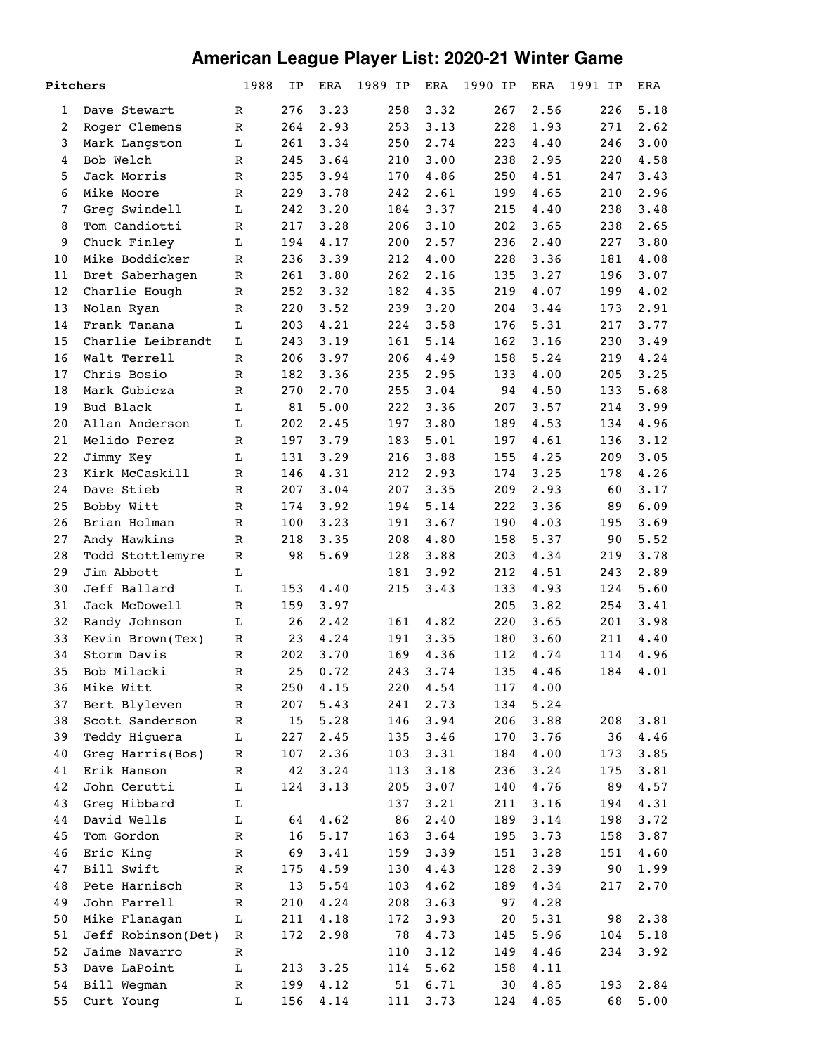# American League Player List: 2020-21 Winter Game

| | Pitchers | 1988 | IP | ERA | 1989 IP | ERA | 1990 IP | ERA | 1991 IP | ERA |
|---|---|---|---|---|---|---|---|---|---|---|
| 1 | Dave Stewart | R | 276 | 3.23 | 258 | 3.32 | 267 | 2.56 | 226 | 5.18 |
| 2 | Roger Clemens | R | 264 | 2.93 | 253 | 3.13 | 228 | 1.93 | 271 | 2.62 |
| 3 | Mark Langston | L | 261 | 3.34 | 250 | 2.74 | 223 | 4.40 | 246 | 3.00 |
| 4 | Bob Welch | R | 245 | 3.64 | 210 | 3.00 | 238 | 2.95 | 220 | 4.58 |
| 5 | Jack Morris | R | 235 | 3.94 | 170 | 4.86 | 250 | 4.51 | 247 | 3.43 |
| 6 | Mike Moore | R | 229 | 3.78 | 242 | 2.61 | 199 | 4.65 | 210 | 2.96 |
| 7 | Greg Swindell | L | 242 | 3.20 | 184 | 3.37 | 215 | 4.40 | 238 | 3.48 |
| 8 | Tom Candiotti | R | 217 | 3.28 | 206 | 3.10 | 202 | 3.65 | 238 | 2.65 |
| 9 | Chuck Finley | L | 194 | 4.17 | 200 | 2.57 | 236 | 2.40 | 227 | 3.80 |
| 10 | Mike Boddicker | R | 236 | 3.39 | 212 | 4.00 | 228 | 3.36 | 181 | 4.08 |
| 11 | Bret Saberhagen | R | 261 | 3.80 | 262 | 2.16 | 135 | 3.27 | 196 | 3.07 |
| 12 | Charlie Hough | R | 252 | 3.32 | 182 | 4.35 | 219 | 4.07 | 199 | 4.02 |
| 13 | Nolan Ryan | R | 220 | 3.52 | 239 | 3.20 | 204 | 3.44 | 173 | 2.91 |
| 14 | Frank Tanana | L | 203 | 4.21 | 224 | 3.58 | 176 | 5.31 | 217 | 3.77 |
| 15 | Charlie Leibrandt | L | 243 | 3.19 | 161 | 5.14 | 162 | 3.16 | 230 | 3.49 |
| 16 | Walt Terrell | R | 206 | 3.97 | 206 | 4.49 | 158 | 5.24 | 219 | 4.24 |
| 17 | Chris Bosio | R | 182 | 3.36 | 235 | 2.95 | 133 | 4.00 | 205 | 3.25 |
| 18 | Mark Gubicza | R | 270 | 2.70 | 255 | 3.04 | 94 | 4.50 | 133 | 5.68 |
| 19 | Bud Black | L | 81 | 5.00 | 222 | 3.36 | 207 | 3.57 | 214 | 3.99 |
| 20 | Allan Anderson | L | 202 | 2.45 | 197 | 3.80 | 189 | 4.53 | 134 | 4.96 |
| 21 | Melido Perez | R | 197 | 3.79 | 183 | 5.01 | 197 | 4.61 | 136 | 3.12 |
| 22 | Jimmy Key | L | 131 | 3.29 | 216 | 3.88 | 155 | 4.25 | 209 | 3.05 |
| 23 | Kirk McCaskill | R | 146 | 4.31 | 212 | 2.93 | 174 | 3.25 | 178 | 4.26 |
| 24 | Dave Stieb | R | 207 | 3.04 | 207 | 3.35 | 209 | 2.93 | 60 | 3.17 |
| 25 | Bobby Witt | R | 174 | 3.92 | 194 | 5.14 | 222 | 3.36 | 89 | 6.09 |
| 26 | Brian Holman | R | 100 | 3.23 | 191 | 3.67 | 190 | 4.03 | 195 | 3.69 |
| 27 | Andy Hawkins | R | 218 | 3.35 | 208 | 4.80 | 158 | 5.37 | 90 | 5.52 |
| 28 | Todd Stottlemyre | R | 98 | 5.69 | 128 | 3.88 | 203 | 4.34 | 219 | 3.78 |
| 29 | Jim Abbott | L | | | 181 | 3.92 | 212 | 4.51 | 243 | 2.89 |
| 30 | Jeff Ballard | L | 153 | 4.40 | 215 | 3.43 | 133 | 4.93 | 124 | 5.60 |
| 31 | Jack McDowell | R | 159 | 3.97 | | | 205 | 3.82 | 254 | 3.41 |
| 32 | Randy Johnson | L | 26 | 2.42 | 161 | 4.82 | 220 | 3.65 | 201 | 3.98 |
| 33 | Kevin Brown(Tex) | R | 23 | 4.24 | 191 | 3.35 | 180 | 3.60 | 211 | 4.40 |
| 34 | Storm Davis | R | 202 | 3.70 | 169 | 4.36 | 112 | 4.74 | 114 | 4.96 |
| 35 | Bob Milacki | R | 25 | 0.72 | 243 | 3.74 | 135 | 4.46 | 184 | 4.01 |
| 36 | Mike Witt | R | 250 | 4.15 | 220 | 4.54 | 117 | 4.00 | | |
| 37 | Bert Blyleven | R | 207 | 5.43 | 241 | 2.73 | 134 | 5.24 | | |
| 38 | Scott Sanderson | R | 15 | 5.28 | 146 | 3.94 | 206 | 3.88 | 208 | 3.81 |
| 39 | Teddy Higuera | L | 227 | 2.45 | 135 | 3.46 | 170 | 3.76 | 36 | 4.46 |
| 40 | Greg Harris(Bos) | R | 107 | 2.36 | 103 | 3.31 | 184 | 4.00 | 173 | 3.85 |
| 41 | Erik Hanson | R | 42 | 3.24 | 113 | 3.18 | 236 | 3.24 | 175 | 3.81 |
| 42 | John Cerutti | L | 124 | 3.13 | 205 | 3.07 | 140 | 4.76 | 89 | 4.57 |
| 43 | Greg Hibbard | L | | | 137 | 3.21 | 211 | 3.16 | 194 | 4.31 |
| 44 | David Wells | L | 64 | 4.62 | 86 | 2.40 | 189 | 3.14 | 198 | 3.72 |
| 45 | Tom Gordon | R | 16 | 5.17 | 163 | 3.64 | 195 | 3.73 | 158 | 3.87 |
| 46 | Eric King | R | 69 | 3.41 | 159 | 3.39 | 151 | 3.28 | 151 | 4.60 |
| 47 | Bill Swift | R | 175 | 4.59 | 130 | 4.43 | 128 | 2.39 | 90 | 1.99 |
| 48 | Pete Harnisch | R | 13 | 5.54 | 103 | 4.62 | 189 | 4.34 | 217 | 2.70 |
| 49 | John Farrell | R | 210 | 4.24 | 208 | 3.63 | 97 | 4.28 | | |
| 50 | Mike Flanagan | L | 211 | 4.18 | 172 | 3.93 | 20 | 5.31 | 98 | 2.38 |
| 51 | Jeff Robinson(Det) | R | 172 | 2.98 | 78 | 4.73 | 145 | 5.96 | 104 | 5.18 |
| 52 | Jaime Navarro | R | | | 110 | 3.12 | 149 | 4.46 | 234 | 3.92 |
| 53 | Dave LaPoint | L | 213 | 3.25 | 114 | 5.62 | 158 | 4.11 | | |
| 54 | Bill Wegman | R | 199 | 4.12 | 51 | 6.71 | 30 | 4.85 | 193 | 2.84 |
| 55 | Curt Young | L | 156 | 4.14 | 111 | 3.73 | 124 | 4.85 | 68 | 5.00 |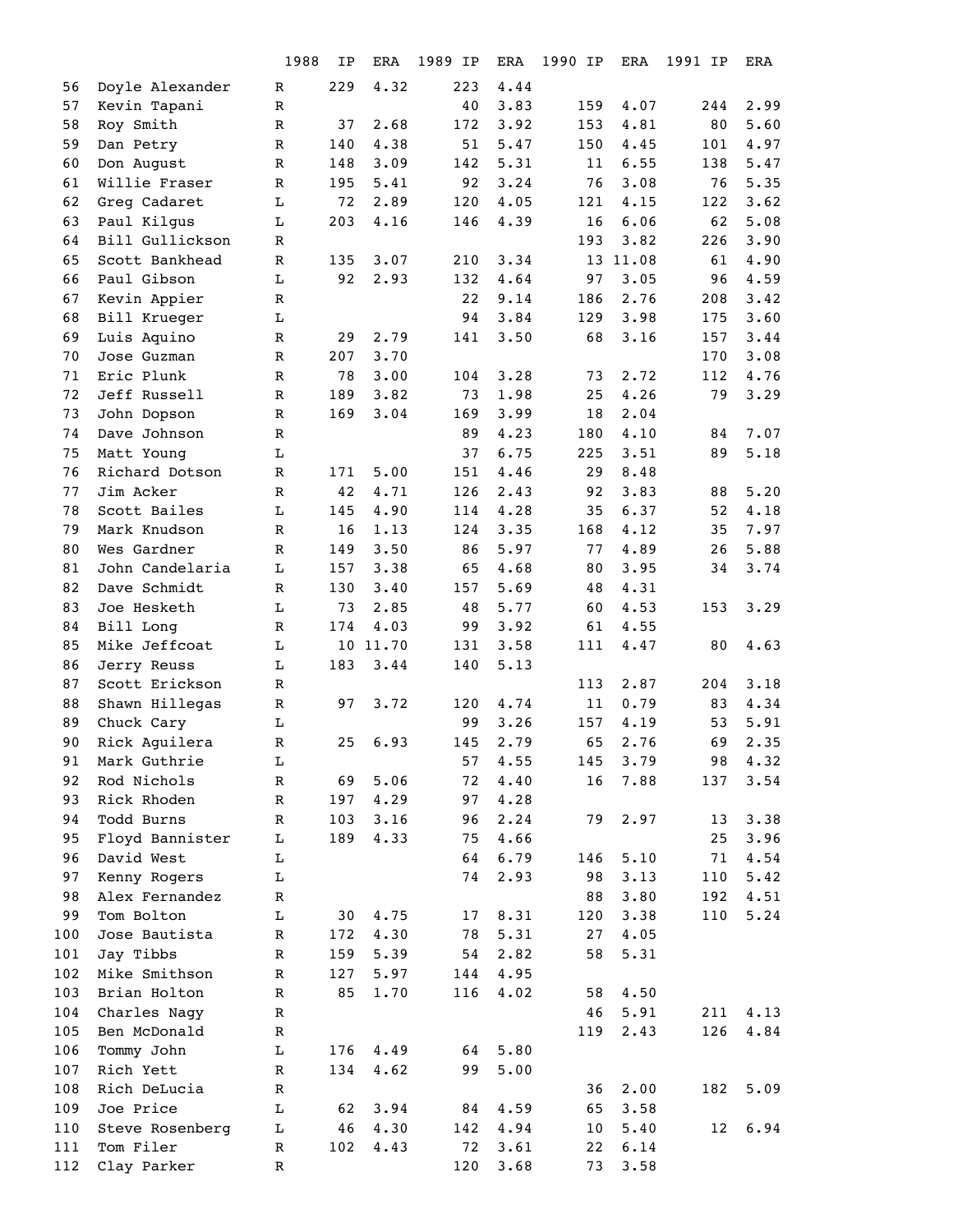| | | 1988 | IP | ERA | 1989 IP | ERA | 1990 IP | ERA | 1991 IP | ERA |
|---|---|---|---|---|---|---|---|---|---|---|
| 56 | Doyle Alexander | R | 229 | 4.32 | 223 | 4.44 | | | | |
| 57 | Kevin Tapani | R | | | 40 | 3.83 | 159 | 4.07 | 244 | 2.99 |
| 58 | Roy Smith | R | 37 | 2.68 | 172 | 3.92 | 153 | 4.81 | 80 | 5.60 |
| 59 | Dan Petry | R | 140 | 4.38 | 51 | 5.47 | 150 | 4.45 | 101 | 4.97 |
| 60 | Don August | R | 148 | 3.09 | 142 | 5.31 | 11 | 6.55 | 138 | 5.47 |
| 61 | Willie Fraser | R | 195 | 5.41 | 92 | 3.24 | 76 | 3.08 | 76 | 5.35 |
| 62 | Greg Cadaret | L | 72 | 2.89 | 120 | 4.05 | 121 | 4.15 | 122 | 3.62 |
| 63 | Paul Kilgus | L | 203 | 4.16 | 146 | 4.39 | 16 | 6.06 | 62 | 5.08 |
| 64 | Bill Gullickson | R | | | | | 193 | 3.82 | 226 | 3.90 |
| 65 | Scott Bankhead | R | 135 | 3.07 | 210 | 3.34 | 13 | 11.08 | 61 | 4.90 |
| 66 | Paul Gibson | L | 92 | 2.93 | 132 | 4.64 | 97 | 3.05 | 96 | 4.59 |
| 67 | Kevin Appier | R | | | 22 | 9.14 | 186 | 2.76 | 208 | 3.42 |
| 68 | Bill Krueger | L | | | 94 | 3.84 | 129 | 3.98 | 175 | 3.60 |
| 69 | Luis Aquino | R | 29 | 2.79 | 141 | 3.50 | 68 | 3.16 | 157 | 3.44 |
| 70 | Jose Guzman | R | 207 | 3.70 | | | | | 170 | 3.08 |
| 71 | Eric Plunk | R | 78 | 3.00 | 104 | 3.28 | 73 | 2.72 | 112 | 4.76 |
| 72 | Jeff Russell | R | 189 | 3.82 | 73 | 1.98 | 25 | 4.26 | 79 | 3.29 |
| 73 | John Dopson | R | 169 | 3.04 | 169 | 3.99 | 18 | 2.04 | | |
| 74 | Dave Johnson | R | | | 89 | 4.23 | 180 | 4.10 | 84 | 7.07 |
| 75 | Matt Young | L | | | 37 | 6.75 | 225 | 3.51 | 89 | 5.18 |
| 76 | Richard Dotson | R | 171 | 5.00 | 151 | 4.46 | 29 | 8.48 | | |
| 77 | Jim Acker | R | 42 | 4.71 | 126 | 2.43 | 92 | 3.83 | 88 | 5.20 |
| 78 | Scott Bailes | L | 145 | 4.90 | 114 | 4.28 | 35 | 6.37 | 52 | 4.18 |
| 79 | Mark Knudson | R | 16 | 1.13 | 124 | 3.35 | 168 | 4.12 | 35 | 7.97 |
| 80 | Wes Gardner | R | 149 | 3.50 | 86 | 5.97 | 77 | 4.89 | 26 | 5.88 |
| 81 | John Candelaria | L | 157 | 3.38 | 65 | 4.68 | 80 | 3.95 | 34 | 3.74 |
| 82 | Dave Schmidt | R | 130 | 3.40 | 157 | 5.69 | 48 | 4.31 | | |
| 83 | Joe Hesketh | L | 73 | 2.85 | 48 | 5.77 | 60 | 4.53 | 153 | 3.29 |
| 84 | Bill Long | R | 174 | 4.03 | 99 | 3.92 | 61 | 4.55 | | |
| 85 | Mike Jeffcoat | L | 10 | 11.70 | 131 | 3.58 | 111 | 4.47 | 80 | 4.63 |
| 86 | Jerry Reuss | L | 183 | 3.44 | 140 | 5.13 | | | | |
| 87 | Scott Erickson | R | | | | | 113 | 2.87 | 204 | 3.18 |
| 88 | Shawn Hillegas | R | 97 | 3.72 | 120 | 4.74 | 11 | 0.79 | 83 | 4.34 |
| 89 | Chuck Cary | L | | | 99 | 3.26 | 157 | 4.19 | 53 | 5.91 |
| 90 | Rick Aguilera | R | 25 | 6.93 | 145 | 2.79 | 65 | 2.76 | 69 | 2.35 |
| 91 | Mark Guthrie | L | | | 57 | 4.55 | 145 | 3.79 | 98 | 4.32 |
| 92 | Rod Nichols | R | 69 | 5.06 | 72 | 4.40 | 16 | 7.88 | 137 | 3.54 |
| 93 | Rick Rhoden | R | 197 | 4.29 | 97 | 4.28 | | | | |
| 94 | Todd Burns | R | 103 | 3.16 | 96 | 2.24 | 79 | 2.97 | 13 | 3.38 |
| 95 | Floyd Bannister | L | 189 | 4.33 | 75 | 4.66 | | | 25 | 3.96 |
| 96 | David West | L | | | 64 | 6.79 | 146 | 5.10 | 71 | 4.54 |
| 97 | Kenny Rogers | L | | | 74 | 2.93 | 98 | 3.13 | 110 | 5.42 |
| 98 | Alex Fernandez | R | | | | | 88 | 3.80 | 192 | 4.51 |
| 99 | Tom Bolton | L | 30 | 4.75 | 17 | 8.31 | 120 | 3.38 | 110 | 5.24 |
| 100 | Jose Bautista | R | 172 | 4.30 | 78 | 5.31 | 27 | 4.05 | | |
| 101 | Jay Tibbs | R | 159 | 5.39 | 54 | 2.82 | 58 | 5.31 | | |
| 102 | Mike Smithson | R | 127 | 5.97 | 144 | 4.95 | | | | |
| 103 | Brian Holton | R | 85 | 1.70 | 116 | 4.02 | 58 | 4.50 | | |
| 104 | Charles Nagy | R | | | | | 46 | 5.91 | 211 | 4.13 |
| 105 | Ben McDonald | R | | | | | 119 | 2.43 | 126 | 4.84 |
| 106 | Tommy John | L | 176 | 4.49 | 64 | 5.80 | | | | |
| 107 | Rich Yett | R | 134 | 4.62 | 99 | 5.00 | | | | |
| 108 | Rich DeLucia | R | | | | | 36 | 2.00 | 182 | 5.09 |
| 109 | Joe Price | L | 62 | 3.94 | 84 | 4.59 | 65 | 3.58 | | |
| 110 | Steve Rosenberg | L | 46 | 4.30 | 142 | 4.94 | 10 | 5.40 | 12 | 6.94 |
| 111 | Tom Filer | R | 102 | 4.43 | 72 | 3.61 | 22 | 6.14 | | |
| 112 | Clay Parker | R | | | 120 | 3.68 | 73 | 3.58 | | |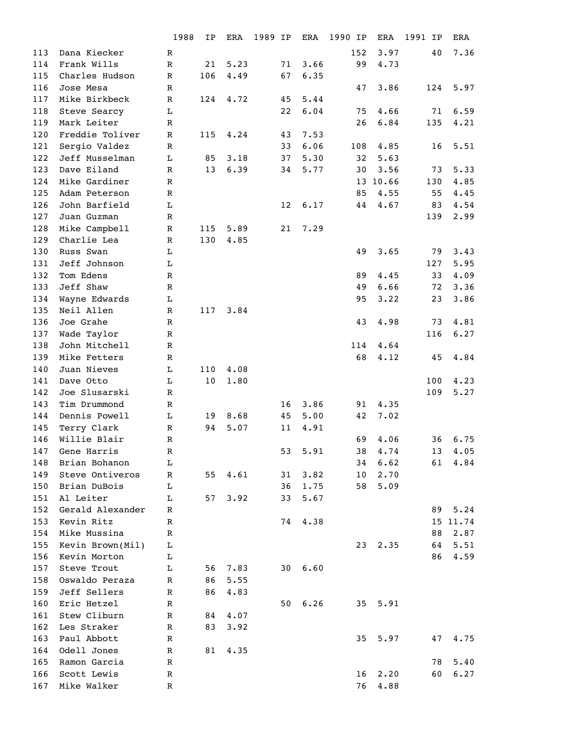| | | 1988 | IP | ERA | 1989 IP | ERA | 1990 IP | ERA | 1991 IP | ERA |
|---|---|---|---|---|---|---|---|---|---|---|
| 113 | Dana Kiecker | R | | | | | 152 | 3.97 | 40 | 7.36 |
| 114 | Frank Wills | R | 21 | 5.23 | 71 | 3.66 | 99 | 4.73 | | |
| 115 | Charles Hudson | R | 106 | 4.49 | 67 | 6.35 | | | | |
| 116 | Jose Mesa | R | | | | | 47 | 3.86 | 124 | 5.97 |
| 117 | Mike Birkbeck | R | 124 | 4.72 | 45 | 5.44 | | | | |
| 118 | Steve Searcy | L | | | 22 | 6.04 | 75 | 4.66 | 71 | 6.59 |
| 119 | Mark Leiter | R | | | | | 26 | 6.84 | 135 | 4.21 |
| 120 | Freddie Toliver | R | 115 | 4.24 | 43 | 7.53 | | | | |
| 121 | Sergio Valdez | R | | | 33 | 6.06 | 108 | 4.85 | 16 | 5.51 |
| 122 | Jeff Musselman | L | 85 | 3.18 | 37 | 5.30 | 32 | 5.63 | | |
| 123 | Dave Eiland | R | 13 | 6.39 | 34 | 5.77 | 30 | 3.56 | 73 | 5.33 |
| 124 | Mike Gardiner | R | | | | | 13 | 10.66 | 130 | 4.85 |
| 125 | Adam Peterson | R | | | | | 85 | 4.55 | 55 | 4.45 |
| 126 | John Barfield | L | | | 12 | 6.17 | 44 | 4.67 | 83 | 4.54 |
| 127 | Juan Guzman | R | | | | | | | 139 | 2.99 |
| 128 | Mike Campbell | R | 115 | 5.89 | 21 | 7.29 | | | | |
| 129 | Charlie Lea | R | 130 | 4.85 | | | | | | |
| 130 | Russ Swan | L | | | | | 49 | 3.65 | 79 | 3.43 |
| 131 | Jeff Johnson | L | | | | | | | 127 | 5.95 |
| 132 | Tom Edens | R | | | | | 89 | 4.45 | 33 | 4.09 |
| 133 | Jeff Shaw | R | | | | | 49 | 6.66 | 72 | 3.36 |
| 134 | Wayne Edwards | L | | | | | 95 | 3.22 | 23 | 3.86 |
| 135 | Neil Allen | R | 117 | 3.84 | | | | | | |
| 136 | Joe Grahe | R | | | | | 43 | 4.98 | 73 | 4.81 |
| 137 | Wade Taylor | R | | | | | | | 116 | 6.27 |
| 138 | John Mitchell | R | | | | | 114 | 4.64 | | |
| 139 | Mike Fetters | R | | | | | 68 | 4.12 | 45 | 4.84 |
| 140 | Juan Nieves | L | 110 | 4.08 | | | | | | |
| 141 | Dave Otto | L | 10 | 1.80 | | | | | 100 | 4.23 |
| 142 | Joe Slusarski | R | | | | | | | 109 | 5.27 |
| 143 | Tim Drummond | R | | | 16 | 3.86 | 91 | 4.35 | | |
| 144 | Dennis Powell | L | 19 | 8.68 | 45 | 5.00 | 42 | 7.02 | | |
| 145 | Terry Clark | R | 94 | 5.07 | 11 | 4.91 | | | | |
| 146 | Willie Blair | R | | | | | 69 | 4.06 | 36 | 6.75 |
| 147 | Gene Harris | R | | | 53 | 5.91 | 38 | 4.74 | 13 | 4.05 |
| 148 | Brian Bohanon | L | | | | | 34 | 6.62 | 61 | 4.84 |
| 149 | Steve Ontiveros | R | 55 | 4.61 | 31 | 3.82 | 10 | 2.70 | | |
| 150 | Brian DuBois | L | | | 36 | 1.75 | 58 | 5.09 | | |
| 151 | Al Leiter | L | 57 | 3.92 | 33 | 5.67 | | | | |
| 152 | Gerald Alexander | R | | | | | | | 89 | 5.24 |
| 153 | Kevin Ritz | R | | | 74 | 4.38 | | | 15 | 11.74 |
| 154 | Mike Mussina | R | | | | | | | 88 | 2.87 |
| 155 | Kevin Brown(Mil) | L | | | | | 23 | 2.35 | 64 | 5.51 |
| 156 | Kevin Morton | L | | | | | | | 86 | 4.59 |
| 157 | Steve Trout | L | 56 | 7.83 | 30 | 6.60 | | | | |
| 158 | Oswaldo Peraza | R | 86 | 5.55 | | | | | | |
| 159 | Jeff Sellers | R | 86 | 4.83 | | | | | | |
| 160 | Eric Hetzel | R | | | 50 | 6.26 | 35 | 5.91 | | |
| 161 | Stew Cliburn | R | 84 | 4.07 | | | | | | |
| 162 | Les Straker | R | 83 | 3.92 | | | | | | |
| 163 | Paul Abbott | R | | | | | 35 | 5.97 | 47 | 4.75 |
| 164 | Odell Jones | R | 81 | 4.35 | | | | | | |
| 165 | Ramon Garcia | R | | | | | | | 78 | 5.40 |
| 166 | Scott Lewis | R | | | | | 16 | 2.20 | 60 | 6.27 |
| 167 | Mike Walker | R | | | | | 76 | 4.88 | | |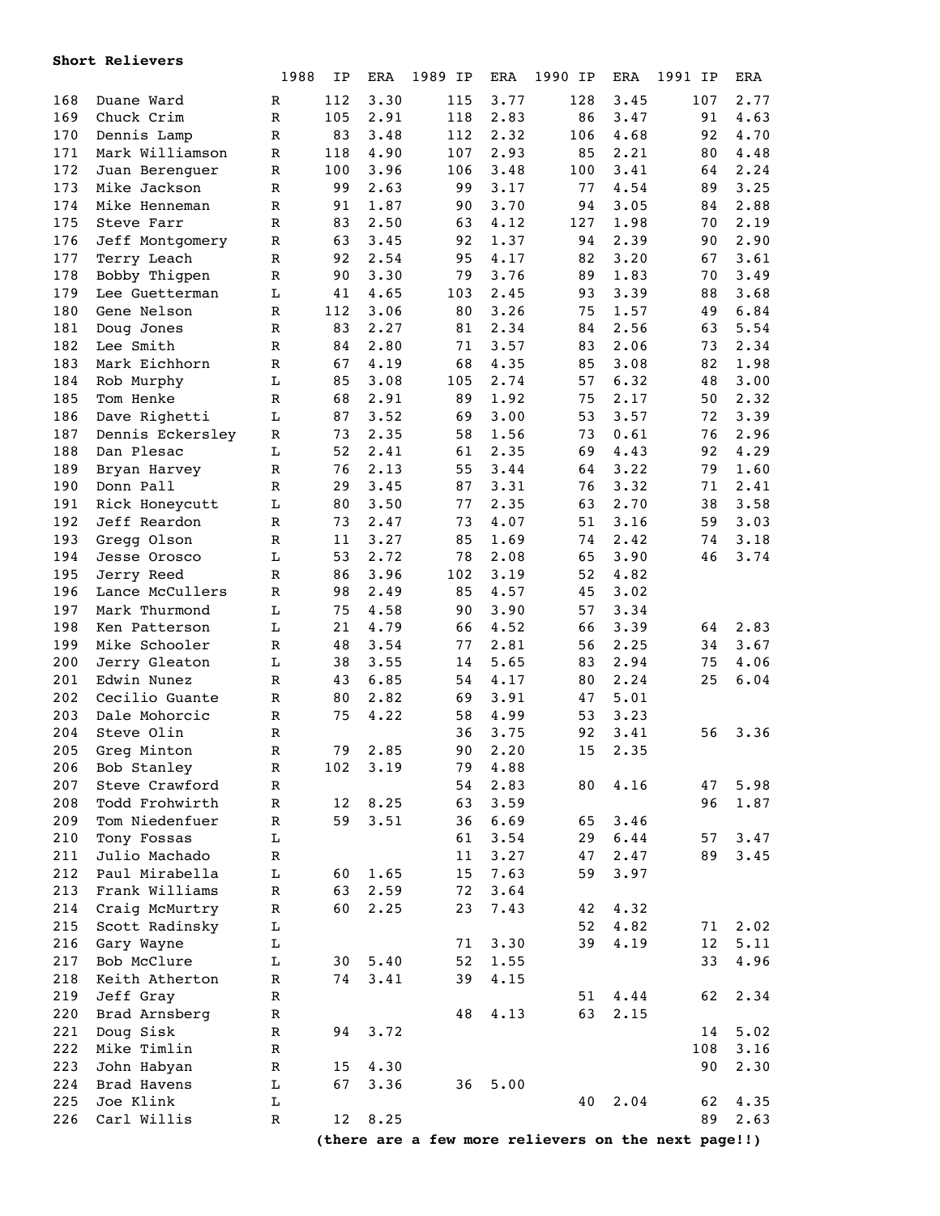**Short Relievers**

| | | 1988 | IP | ERA | 1989 IP | ERA | 1990 IP | ERA | 1991 IP | ERA |
|---|---|---|---|---|---|---|---|---|---|---|
| 168 | Duane Ward | R | 112 | 3.30 | 115 | 3.77 | 128 | 3.45 | 107 | 2.77 |
| 169 | Chuck Crim | R | 105 | 2.91 | 118 | 2.83 | 86 | 3.47 | 91 | 4.63 |
| 170 | Dennis Lamp | R | 83 | 3.48 | 112 | 2.32 | 106 | 4.68 | 92 | 4.70 |
| 171 | Mark Williamson | R | 118 | 4.90 | 107 | 2.93 | 85 | 2.21 | 80 | 4.48 |
| 172 | Juan Berenguer | R | 100 | 3.96 | 106 | 3.48 | 100 | 3.41 | 64 | 2.24 |
| 173 | Mike Jackson | R | 99 | 2.63 | 99 | 3.17 | 77 | 4.54 | 89 | 3.25 |
| 174 | Mike Henneman | R | 91 | 1.87 | 90 | 3.70 | 94 | 3.05 | 84 | 2.88 |
| 175 | Steve Farr | R | 83 | 2.50 | 63 | 4.12 | 127 | 1.98 | 70 | 2.19 |
| 176 | Jeff Montgomery | R | 63 | 3.45 | 92 | 1.37 | 94 | 2.39 | 90 | 2.90 |
| 177 | Terry Leach | R | 92 | 2.54 | 95 | 4.17 | 82 | 3.20 | 67 | 3.61 |
| 178 | Bobby Thigpen | R | 90 | 3.30 | 79 | 3.76 | 89 | 1.83 | 70 | 3.49 |
| 179 | Lee Guetterman | L | 41 | 4.65 | 103 | 2.45 | 93 | 3.39 | 88 | 3.68 |
| 180 | Gene Nelson | R | 112 | 3.06 | 80 | 3.26 | 75 | 1.57 | 49 | 6.84 |
| 181 | Doug Jones | R | 83 | 2.27 | 81 | 2.34 | 84 | 2.56 | 63 | 5.54 |
| 182 | Lee Smith | R | 84 | 2.80 | 71 | 3.57 | 83 | 2.06 | 73 | 2.34 |
| 183 | Mark Eichhorn | R | 67 | 4.19 | 68 | 4.35 | 85 | 3.08 | 82 | 1.98 |
| 184 | Rob Murphy | L | 85 | 3.08 | 105 | 2.74 | 57 | 6.32 | 48 | 3.00 |
| 185 | Tom Henke | R | 68 | 2.91 | 89 | 1.92 | 75 | 2.17 | 50 | 2.32 |
| 186 | Dave Righetti | L | 87 | 3.52 | 69 | 3.00 | 53 | 3.57 | 72 | 3.39 |
| 187 | Dennis Eckersley | R | 73 | 2.35 | 58 | 1.56 | 73 | 0.61 | 76 | 2.96 |
| 188 | Dan Plesac | L | 52 | 2.41 | 61 | 2.35 | 69 | 4.43 | 92 | 4.29 |
| 189 | Bryan Harvey | R | 76 | 2.13 | 55 | 3.44 | 64 | 3.22 | 79 | 1.60 |
| 190 | Donn Pall | R | 29 | 3.45 | 87 | 3.31 | 76 | 3.32 | 71 | 2.41 |
| 191 | Rick Honeycutt | L | 80 | 3.50 | 77 | 2.35 | 63 | 2.70 | 38 | 3.58 |
| 192 | Jeff Reardon | R | 73 | 2.47 | 73 | 4.07 | 51 | 3.16 | 59 | 3.03 |
| 193 | Gregg Olson | R | 11 | 3.27 | 85 | 1.69 | 74 | 2.42 | 74 | 3.18 |
| 194 | Jesse Orosco | L | 53 | 2.72 | 78 | 2.08 | 65 | 3.90 | 46 | 3.74 |
| 195 | Jerry Reed | R | 86 | 3.96 | 102 | 3.19 | 52 | 4.82 | | |
| 196 | Lance McCullers | R | 98 | 2.49 | 85 | 4.57 | 45 | 3.02 | | |
| 197 | Mark Thurmond | L | 75 | 4.58 | 90 | 3.90 | 57 | 3.34 | | |
| 198 | Ken Patterson | L | 21 | 4.79 | 66 | 4.52 | 66 | 3.39 | 64 | 2.83 |
| 199 | Mike Schooler | R | 48 | 3.54 | 77 | 2.81 | 56 | 2.25 | 34 | 3.67 |
| 200 | Jerry Gleaton | L | 38 | 3.55 | 14 | 5.65 | 83 | 2.94 | 75 | 4.06 |
| 201 | Edwin Nunez | R | 43 | 6.85 | 54 | 4.17 | 80 | 2.24 | 25 | 6.04 |
| 202 | Cecilio Guante | R | 80 | 2.82 | 69 | 3.91 | 47 | 5.01 | | |
| 203 | Dale Mohorcic | R | 75 | 4.22 | 58 | 4.99 | 53 | 3.23 | | |
| 204 | Steve Olin | R | | | 36 | 3.75 | 92 | 3.41 | 56 | 3.36 |
| 205 | Greg Minton | R | 79 | 2.85 | 90 | 2.20 | 15 | 2.35 | | |
| 206 | Bob Stanley | R | 102 | 3.19 | 79 | 4.88 | | | | |
| 207 | Steve Crawford | R | | | 54 | 2.83 | 80 | 4.16 | 47 | 5.98 |
| 208 | Todd Frohwirth | R | 12 | 8.25 | 63 | 3.59 | | | 96 | 1.87 |
| 209 | Tom Niedenfuer | R | 59 | 3.51 | 36 | 6.69 | 65 | 3.46 | | |
| 210 | Tony Fossas | L | | | 61 | 3.54 | 29 | 6.44 | 57 | 3.47 |
| 211 | Julio Machado | R | | | 11 | 3.27 | 47 | 2.47 | 89 | 3.45 |
| 212 | Paul Mirabella | L | 60 | 1.65 | 15 | 7.63 | 59 | 3.97 | | |
| 213 | Frank Williams | R | 63 | 2.59 | 72 | 3.64 | | | | |
| 214 | Craig McMurtry | R | 60 | 2.25 | 23 | 7.43 | 42 | 4.32 | | |
| 215 | Scott Radinsky | L | | | | | 52 | 4.82 | 71 | 2.02 |
| 216 | Gary Wayne | L | | | 71 | 3.30 | 39 | 4.19 | 12 | 5.11 |
| 217 | Bob McClure | L | 30 | 5.40 | 52 | 1.55 | | | 33 | 4.96 |
| 218 | Keith Atherton | R | 74 | 3.41 | 39 | 4.15 | | | | |
| 219 | Jeff Gray | R | | | | | 51 | 4.44 | 62 | 2.34 |
| 220 | Brad Arnsberg | R | | | 48 | 4.13 | 63 | 2.15 | | |
| 221 | Doug Sisk | R | 94 | 3.72 | | | | | 14 | 5.02 |
| 222 | Mike Timlin | R | | | | | | | 108 | 3.16 |
| 223 | John Habyan | R | 15 | 4.30 | | | | | 90 | 2.30 |
| 224 | Brad Havens | L | 67 | 3.36 | 36 | 5.00 | | | | |
| 225 | Joe Klink | L | | | | | 40 | 2.04 | 62 | 4.35 |
| 226 | Carl Willis | R | 12 | 8.25 | | | | | 89 | 2.63 |

**(there are a few more relievers on the next page!!)**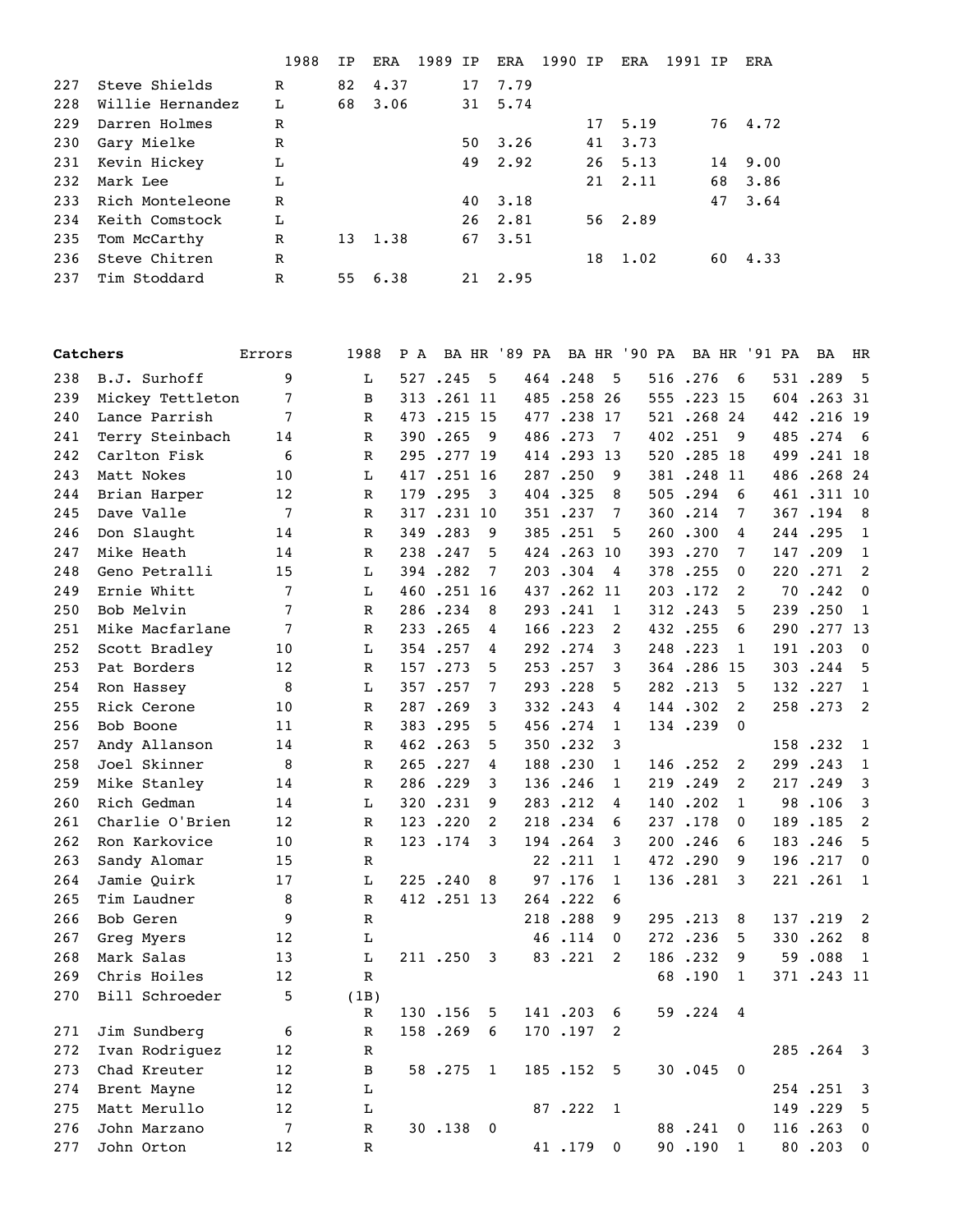| # | Name | 1988 | IP | ERA | 1989 IP | ERA | 1990 IP | ERA | 1991 IP | ERA |
|---|---|---|---|---|---|---|---|---|---|---|
| 227 | Steve Shields | R | 82 | 4.37 | 17 | 7.79 | | | | |
| 228 | Willie Hernandez | L | 68 | 3.06 | 31 | 5.74 | | | | |
| 229 | Darren Holmes | R | | | | | 17 | 5.19 | 76 | 4.72 |
| 230 | Gary Mielke | R | | | 50 | 3.26 | 41 | 3.73 | | |
| 231 | Kevin Hickey | L | | | 49 | 2.92 | 26 | 5.13 | 14 | 9.00 |
| 232 | Mark Lee | L | | | | | 21 | 2.11 | 68 | 3.86 |
| 233 | Rich Monteleone | R | | | 40 | 3.18 | | | 47 | 3.64 |
| 234 | Keith Comstock | L | | | 26 | 2.81 | 56 | 2.89 | | |
| 235 | Tom McCarthy | R | 13 | 1.38 | 67 | 3.51 | | | | |
| 236 | Steve Chitren | R | | | | | 18 | 1.02 | 60 | 4.33 |
| 237 | Tim Stoddard | R | 55 | 6.38 | 21 | 2.95 | | | | |

| # | **Catchers** | Errors | 1988 | P A | BA | HR | '89 PA | BA | HR | '90 PA | BA | HR | '91 PA | BA | HR |
|---|---|---|---|---|---|---|---|---|---|---|---|---|---|---|---|
| 238 | B.J. Surhoff | 9 | L | 527 | .245 | 5 | 464 | .248 | 5 | 516 | .276 | 6 | 531 | .289 | 5 |
| 239 | Mickey Tettleton | 7 | B | 313 | .261 | 11 | 485 | .258 | 26 | 555 | .223 | 15 | 604 | .263 | 31 |
| 240 | Lance Parrish | 7 | R | 473 | .215 | 15 | 477 | .238 | 17 | 521 | .268 | 24 | 442 | .216 | 19 |
| 241 | Terry Steinbach | 14 | R | 390 | .265 | 9 | 486 | .273 | 7 | 402 | .251 | 9 | 485 | .274 | 6 |
| 242 | Carlton Fisk | 6 | R | 295 | .277 | 19 | 414 | .293 | 13 | 520 | .285 | 18 | 499 | .241 | 18 |
| 243 | Matt Nokes | 10 | L | 417 | .251 | 16 | 287 | .250 | 9 | 381 | .248 | 11 | 486 | .268 | 24 |
| 244 | Brian Harper | 12 | R | 179 | .295 | 3 | 404 | .325 | 8 | 505 | .294 | 6 | 461 | .311 | 10 |
| 245 | Dave Valle | 7 | R | 317 | .231 | 10 | 351 | .237 | 7 | 360 | .214 | 7 | 367 | .194 | 8 |
| 246 | Don Slaught | 14 | R | 349 | .283 | 9 | 385 | .251 | 5 | 260 | .300 | 4 | 244 | .295 | 1 |
| 247 | Mike Heath | 14 | R | 238 | .247 | 5 | 424 | .263 | 10 | 393 | .270 | 7 | 147 | .209 | 1 |
| 248 | Geno Petralli | 15 | L | 394 | .282 | 7 | 203 | .304 | 4 | 378 | .255 | 0 | 220 | .271 | 2 |
| 249 | Ernie Whitt | 7 | L | 460 | .251 | 16 | 437 | .262 | 11 | 203 | .172 | 2 | 70 | .242 | 0 |
| 250 | Bob Melvin | 7 | R | 286 | .234 | 8 | 293 | .241 | 1 | 312 | .243 | 5 | 239 | .250 | 1 |
| 251 | Mike Macfarlane | 7 | R | 233 | .265 | 4 | 166 | .223 | 2 | 432 | .255 | 6 | 290 | .277 | 13 |
| 252 | Scott Bradley | 10 | L | 354 | .257 | 4 | 292 | .274 | 3 | 248 | .223 | 1 | 191 | .203 | 0 |
| 253 | Pat Borders | 12 | R | 157 | .273 | 5 | 253 | .257 | 3 | 364 | .286 | 15 | 303 | .244 | 5 |
| 254 | Ron Hassey | 8 | L | 357 | .257 | 7 | 293 | .228 | 5 | 282 | .213 | 5 | 132 | .227 | 1 |
| 255 | Rick Cerone | 10 | R | 287 | .269 | 3 | 332 | .243 | 4 | 144 | .302 | 2 | 258 | .273 | 2 |
| 256 | Bob Boone | 11 | R | 383 | .295 | 5 | 456 | .274 | 1 | 134 | .239 | 0 | | | |
| 257 | Andy Allanson | 14 | R | 462 | .263 | 5 | 350 | .232 | 3 | | | | 158 | .232 | 1 |
| 258 | Joel Skinner | 8 | R | 265 | .227 | 4 | 188 | .230 | 1 | 146 | .252 | 2 | 299 | .243 | 1 |
| 259 | Mike Stanley | 14 | R | 286 | .229 | 3 | 136 | .246 | 1 | 219 | .249 | 2 | 217 | .249 | 3 |
| 260 | Rich Gedman | 14 | L | 320 | .231 | 9 | 283 | .212 | 4 | 140 | .202 | 1 | 98 | .106 | 3 |
| 261 | Charlie O'Brien | 12 | R | 123 | .220 | 2 | 218 | .234 | 6 | 237 | .178 | 0 | 189 | .185 | 2 |
| 262 | Ron Karkovice | 10 | R | 123 | .174 | 3 | 194 | .264 | 3 | 200 | .246 | 6 | 183 | .246 | 5 |
| 263 | Sandy Alomar | 15 | R | | | | 22 | .211 | 1 | 472 | .290 | 9 | 196 | .217 | 0 |
| 264 | Jamie Quirk | 17 | L | 225 | .240 | 8 | 97 | .176 | 1 | 136 | .281 | 3 | 221 | .261 | 1 |
| 265 | Tim Laudner | 8 | R | 412 | .251 | 13 | 264 | .222 | 6 | | | | | | |
| 266 | Bob Geren | 9 | R | | | | 218 | .288 | 9 | 295 | .213 | 8 | 137 | .219 | 2 |
| 267 | Greg Myers | 12 | L | | | | 46 | .114 | 0 | 272 | .236 | 5 | 330 | .262 | 8 |
| 268 | Mark Salas | 13 | L | 211 | .250 | 3 | 83 | .221 | 2 | 186 | .232 | 9 | 59 | .088 | 1 |
| 269 | Chris Hoiles | 12 | R | | | | | | | 68 | .190 | 1 | 371 | .243 | 11 |
| 270 | Bill Schroeder | 5 | (1B) R | 130 | .156 | 5 | 141 | .203 | 6 | 59 | .224 | 4 | | | |
| 271 | Jim Sundberg | 6 | R | 158 | .269 | 6 | 170 | .197 | 2 | | | | | | |
| 272 | Ivan Rodriguez | 12 | R | | | | | | | | | | 285 | .264 | 3 |
| 273 | Chad Kreuter | 12 | B | 58 | .275 | 1 | 185 | .152 | 5 | 30 | .045 | 0 | | | |
| 274 | Brent Mayne | 12 | L | | | | | | | | | | 254 | .251 | 3 |
| 275 | Matt Merullo | 12 | L | | | | 87 | .222 | 1 | | | | 149 | .229 | 5 |
| 276 | John Marzano | 7 | R | 30 | .138 | 0 | | | | 88 | .241 | 0 | 116 | .263 | 0 |
| 277 | John Orton | 12 | R | | | | 41 | .179 | 0 | 90 | .190 | 1 | 80 | .203 | 0 |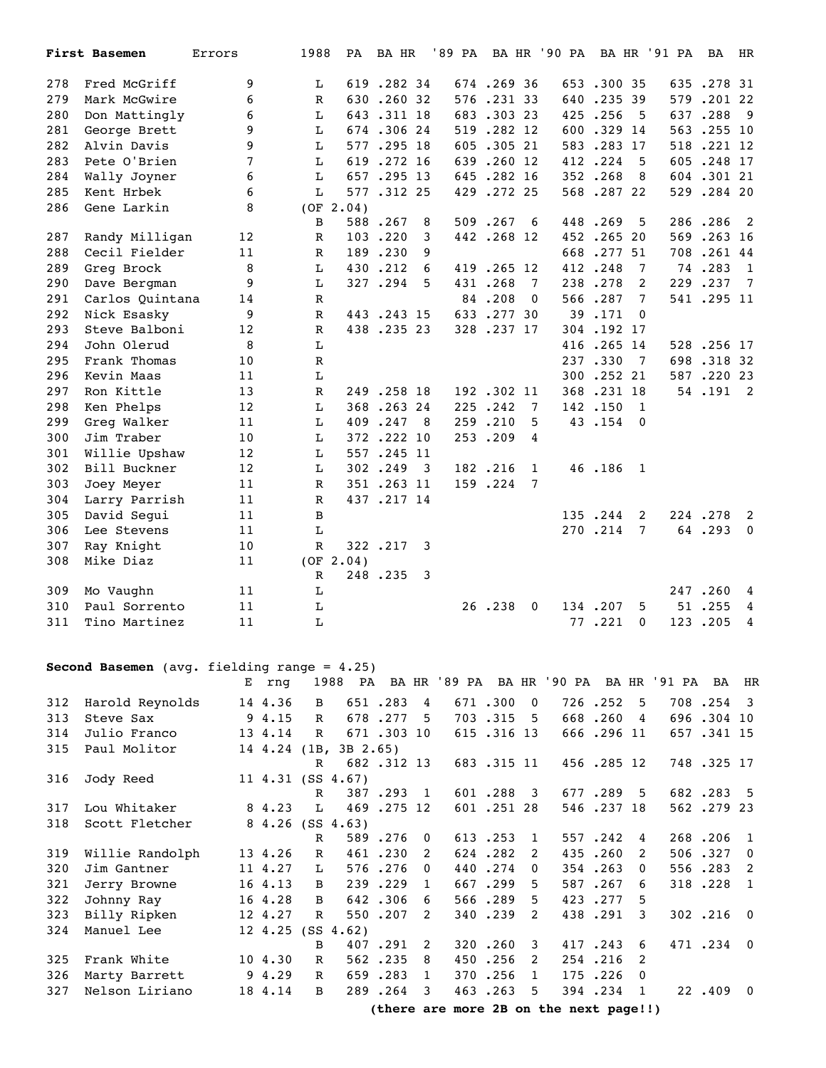**First Basemen**

| # | Name | Errors | 1988 | PA | BA | HR | '89 PA | BA | HR | '90 PA | BA | HR | '91 PA | BA | HR |
|---|---|---|---|---|---|---|---|---|---|---|---|---|---|---|---|
| 278 | Fred McGriff | 9 | L | 619 | .282 | 34 | 674 | .269 | 36 | 653 | .300 | 35 | 635 | .278 | 31 |
| 279 | Mark McGwire | 6 | R | 630 | .260 | 32 | 576 | .231 | 33 | 640 | .235 | 39 | 579 | .201 | 22 |
| 280 | Don Mattingly | 6 | L | 643 | .311 | 18 | 683 | .303 | 23 | 425 | .256 | 5 | 637 | .288 | 9 |
| 281 | George Brett | 9 | L | 674 | .306 | 24 | 519 | .282 | 12 | 600 | .329 | 14 | 563 | .255 | 10 |
| 282 | Alvin Davis | 9 | L | 577 | .295 | 18 | 605 | .305 | 21 | 583 | .283 | 17 | 518 | .221 | 12 |
| 283 | Pete O'Brien | 7 | L | 619 | .272 | 16 | 639 | .260 | 12 | 412 | .224 | 5 | 605 | .248 | 17 |
| 284 | Wally Joyner | 6 | L | 657 | .295 | 13 | 645 | .282 | 16 | 352 | .268 | 8 | 604 | .301 | 21 |
| 285 | Kent Hrbek | 6 | L | 577 | .312 | 25 | 429 | .272 | 25 | 568 | .287 | 22 | 529 | .284 | 20 |
| 286 | Gene Larkin | 8 | (OF 2.04) B | 588 | .267 | 8 | 509 | .267 | 6 | 448 | .269 | 5 | 286 | .286 | 2 |
| 287 | Randy Milligan | 12 | R | 103 | .220 | 3 | 442 | .268 | 12 | 452 | .265 | 20 | 569 | .263 | 16 |
| 288 | Cecil Fielder | 11 | R | 189 | .230 | 9 | | | | 668 | .277 | 51 | 708 | .261 | 44 |
| 289 | Greg Brock | 8 | L | 430 | .212 | 6 | 419 | .265 | 12 | 412 | .248 | 7 | 74 | .283 | 1 |
| 290 | Dave Bergman | 9 | L | 327 | .294 | 5 | 431 | .268 | 7 | 238 | .278 | 2 | 229 | .237 | 7 |
| 291 | Carlos Quintana | 14 | R | | | | 84 | .208 | 0 | 566 | .287 | 7 | 541 | .295 | 11 |
| 292 | Nick Esasky | 9 | R | 443 | .243 | 15 | 633 | .277 | 30 | 39 | .171 | 0 | | | |
| 293 | Steve Balboni | 12 | R | 438 | .235 | 23 | 328 | .237 | 17 | 304 | .192 | 17 | | | |
| 294 | John Olerud | 8 | L | | | | | | | 416 | .265 | 14 | 528 | .256 | 17 |
| 295 | Frank Thomas | 10 | R | | | | | | | 237 | .330 | 7 | 698 | .318 | 32 |
| 296 | Kevin Maas | 11 | L | | | | | | | 300 | .252 | 21 | 587 | .220 | 23 |
| 297 | Ron Kittle | 13 | R | 249 | .258 | 18 | 192 | .302 | 11 | 368 | .231 | 18 | 54 | .191 | 2 |
| 298 | Ken Phelps | 12 | L | 368 | .263 | 24 | 225 | .242 | 7 | 142 | .150 | 1 | | | |
| 299 | Greg Walker | 11 | L | 409 | .247 | 8 | 259 | .210 | 5 | 43 | .154 | 0 | | | |
| 300 | Jim Traber | 10 | L | 372 | .222 | 10 | 253 | .209 | 4 | | | | | | |
| 301 | Willie Upshaw | 12 | L | 557 | .245 | 11 | | | | | | | | | |
| 302 | Bill Buckner | 12 | L | 302 | .249 | 3 | 182 | .216 | 1 | 46 | .186 | 1 | | | |
| 303 | Joey Meyer | 11 | R | 351 | .263 | 11 | 159 | .224 | 7 | | | | | | |
| 304 | Larry Parrish | 11 | R | 437 | .217 | 14 | | | | | | | | | |
| 305 | David Segui | 11 | B | | | | | | | 135 | .244 | 2 | 224 | .278 | 2 |
| 306 | Lee Stevens | 11 | L | | | | | | | 270 | .214 | 7 | 64 | .293 | 0 |
| 307 | Ray Knight | 10 | R | 322 | .217 | 3 | | | | | | | | | |
| 308 | Mike Diaz | 11 | (OF 2.04) R | 248 | .235 | 3 | | | | | | | | | |
| 309 | Mo Vaughn | 11 | L | | | | | | | | | | 247 | .260 | 4 |
| 310 | Paul Sorrento | 11 | L | | | | 26 | .238 | 0 | 134 | .207 | 5 | 51 | .255 | 4 |
| 311 | Tino Martinez | 11 | L | | | | | | | 77 | .221 | 0 | 123 | .205 | 4 |

**Second Basemen** (avg. fielding range = 4.25)

| # | Name | E | rng | 1988 | PA | BA | HR | '89 PA | BA | HR | '90 PA | BA | HR | '91 PA | BA | HR |
|---|---|---|---|---|---|---|---|---|---|---|---|---|---|---|---|---|
| 312 | Harold Reynolds | 14 | 4.36 | B | 651 | .283 | 4 | 671 | .300 | 0 | 726 | .252 | 5 | 708 | .254 | 3 |
| 313 | Steve Sax | 9 | 4.15 | R | 678 | .277 | 5 | 703 | .315 | 5 | 668 | .260 | 4 | 696 | .304 | 10 |
| 314 | Julio Franco | 13 | 4.14 | R | 671 | .303 | 10 | 615 | .316 | 13 | 666 | .296 | 11 | 657 | .341 | 15 |
| 315 | Paul Molitor | 14 | 4.24 (1B, 3B 2.65) | R | 682 | .312 | 13 | 683 | .315 | 11 | 456 | .285 | 12 | 748 | .325 | 17 |
| 316 | Jody Reed | 11 | 4.31 (SS 4.67) | R | 387 | .293 | 1 | 601 | .288 | 3 | 677 | .289 | 5 | 682 | .283 | 5 |
| 317 | Lou Whitaker | 8 | 4.23 | L | 469 | .275 | 12 | 601 | .251 | 28 | 546 | .237 | 18 | 562 | .279 | 23 |
| 318 | Scott Fletcher | 8 | 4.26 (SS 4.63) | R | 589 | .276 | 0 | 613 | .253 | 1 | 557 | .242 | 4 | 268 | .206 | 1 |
| 319 | Willie Randolph | 13 | 4.26 | R | 461 | .230 | 2 | 624 | .282 | 2 | 435 | .260 | 2 | 506 | .327 | 0 |
| 320 | Jim Gantner | 11 | 4.27 | L | 576 | .276 | 0 | 440 | .274 | 0 | 354 | .263 | 0 | 556 | .283 | 2 |
| 321 | Jerry Browne | 16 | 4.13 | B | 239 | .229 | 1 | 667 | .299 | 5 | 587 | .267 | 6 | 318 | .228 | 1 |
| 322 | Johnny Ray | 16 | 4.28 | B | 642 | .306 | 6 | 566 | .289 | 5 | 423 | .277 | 5 | | | |
| 323 | Billy Ripken | 12 | 4.27 | R | 550 | .207 | 2 | 340 | .239 | 2 | 438 | .291 | 3 | 302 | .216 | 0 |
| 324 | Manuel Lee | 12 | 4.25 (SS 4.62) | B | 407 | .291 | 2 | 320 | .260 | 3 | 417 | .243 | 6 | 471 | .234 | 0 |
| 325 | Frank White | 10 | 4.30 | R | 562 | .235 | 8 | 450 | .256 | 2 | 254 | .216 | 2 | | | |
| 326 | Marty Barrett | 9 | 4.29 | R | 659 | .283 | 1 | 370 | .256 | 1 | 175 | .226 | 0 | | | |
| 327 | Nelson Liriano | 18 | 4.14 | B | 289 | .264 | 3 | 463 | .263 | 5 | 394 | .234 | 1 | 22 | .409 | 0 |

**(there are more 2B on the next page!!)**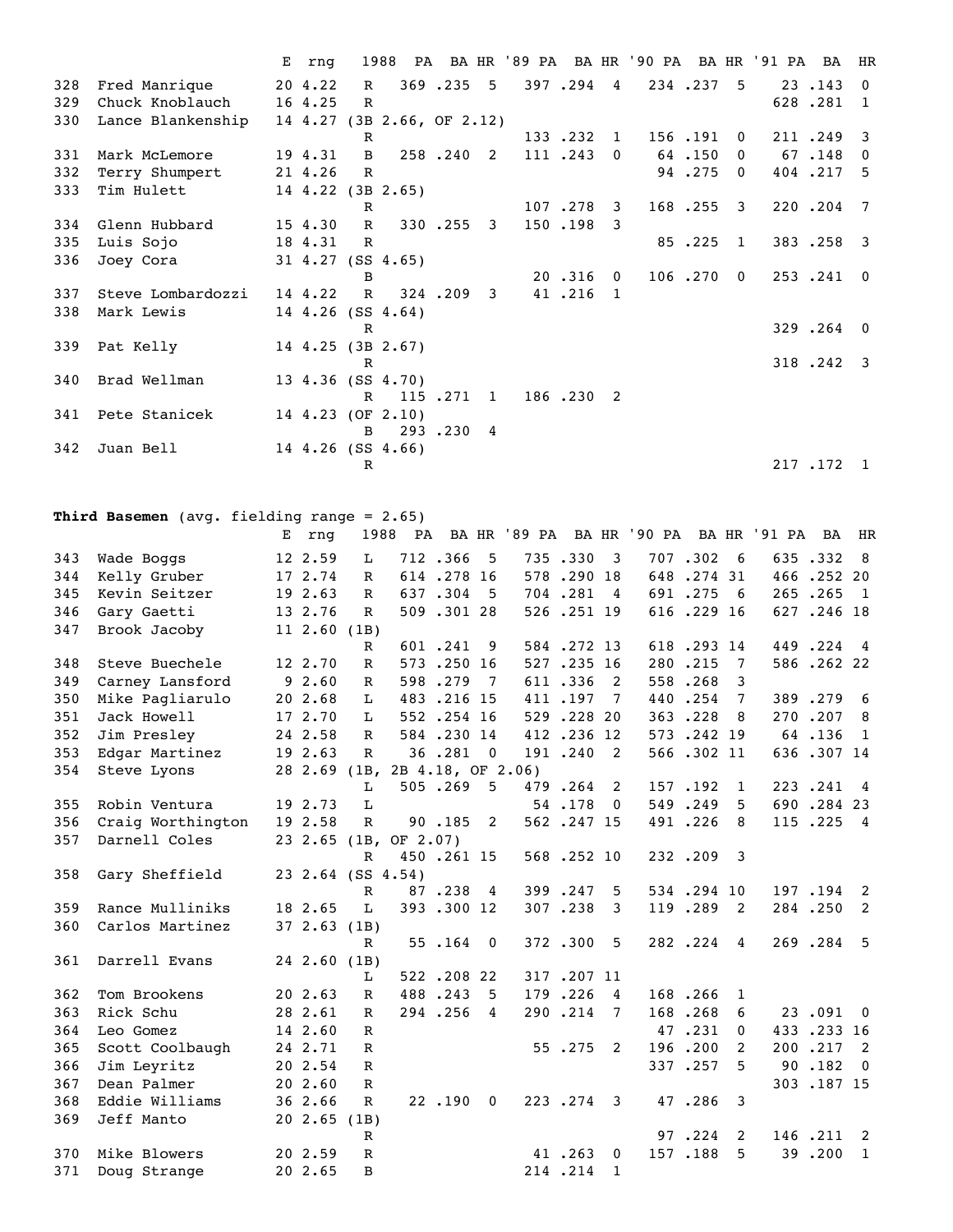| # | Name | E | rng | 1988 | PA | BA | HR | '89 PA | BA | HR | '90 PA | BA | HR | '91 PA | BA | HR |
|---|---|---|---|---|---|---|---|---|---|---|---|---|---|---|---|---|
| 328 | Fred Manrique | 20 | 4.22 | R | 369 | .235 | 5 | 397 | .294 | 4 | 234 | .237 | 5 | 23 | .143 | 0 |
| 329 | Chuck Knoblauch | 16 | 4.25 | R | | | | | | | | | | 628 | .281 | 1 |
| 330 | Lance Blankenship | 14 | 4.27 (3B 2.66, OF 2.12) | R | | | | 133 | .232 | 1 | 156 | .191 | 0 | 211 | .249 | 3 |
| 331 | Mark McLemore | 19 | 4.31 | B | 258 | .240 | 2 | 111 | .243 | 0 | 64 | .150 | 0 | 67 | .148 | 0 |
| 332 | Terry Shumpert | 21 | 4.26 | R | | | | | | | 94 | .275 | 0 | 404 | .217 | 5 |
| 333 | Tim Hulett | 14 | 4.22 (3B 2.65) | R | | | | 107 | .278 | 3 | 168 | .255 | 3 | 220 | .204 | 7 |
| 334 | Glenn Hubbard | 15 | 4.30 | R | 330 | .255 | 3 | 150 | .198 | 3 | | | | | | |
| 335 | Luis Sojo | 18 | 4.31 | R | | | | | | | 85 | .225 | 1 | 383 | .258 | 3 |
| 336 | Joey Cora | 31 | 4.27 (SS 4.65) | B | | | | 20 | .316 | 0 | 106 | .270 | 0 | 253 | .241 | 0 |
| 337 | Steve Lombardozzi | 14 | 4.22 | R | 324 | .209 | 3 | 41 | .216 | 1 | | | | | | |
| 338 | Mark Lewis | 14 | 4.26 (SS 4.64) | R | | | | | | | | | | 329 | .264 | 0 |
| 339 | Pat Kelly | 14 | 4.25 (3B 2.67) | R | | | | | | | | | | 318 | .242 | 3 |
| 340 | Brad Wellman | 13 | 4.36 (SS 4.70) | R | 115 | .271 | 1 | 186 | .230 | 2 | | | | | | |
| 341 | Pete Stanicek | 14 | 4.23 (OF 2.10) | B | 293 | .230 | 4 | | | | | | | | | |
| 342 | Juan Bell | 14 | 4.26 (SS 4.66) | R | | | | | | | | | | 217 | .172 | 1 |

**Third Basemen** (avg. fielding range = 2.65)

| # | Name | E | rng | 1988 | PA | BA | HR | '89 PA | BA | HR | '90 PA | BA | HR | '91 PA | BA | HR |
|---|---|---|---|---|---|---|---|---|---|---|---|---|---|---|---|---|
| 343 | Wade Boggs | 12 | 2.59 | L | 712 | .366 | 5 | 735 | .330 | 3 | 707 | .302 | 6 | 635 | .332 | 8 |
| 344 | Kelly Gruber | 17 | 2.74 | R | 614 | .278 | 16 | 578 | .290 | 18 | 648 | .274 | 31 | 466 | .252 | 20 |
| 345 | Kevin Seitzer | 19 | 2.63 | R | 637 | .304 | 5 | 704 | .281 | 4 | 691 | .275 | 6 | 265 | .265 | 1 |
| 346 | Gary Gaetti | 13 | 2.76 | R | 509 | .301 | 28 | 526 | .251 | 19 | 616 | .229 | 16 | 627 | .246 | 18 |
| 347 | Brook Jacoby | 11 | 2.60 (1B) | R | 601 | .241 | 9 | 584 | .272 | 13 | 618 | .293 | 14 | 449 | .224 | 4 |
| 348 | Steve Buechele | 12 | 2.70 | R | 573 | .250 | 16 | 527 | .235 | 16 | 280 | .215 | 7 | 586 | .262 | 22 |
| 349 | Carney Lansford | 9 | 2.60 | R | 598 | .279 | 7 | 611 | .336 | 2 | 558 | .268 | 3 | | | |
| 350 | Mike Pagliarulo | 20 | 2.68 | L | 483 | .216 | 15 | 411 | .197 | 7 | 440 | .254 | 7 | 389 | .279 | 6 |
| 351 | Jack Howell | 17 | 2.70 | L | 552 | .254 | 16 | 529 | .228 | 20 | 363 | .228 | 8 | 270 | .207 | 8 |
| 352 | Jim Presley | 24 | 2.58 | R | 584 | .230 | 14 | 412 | .236 | 12 | 573 | .242 | 19 | 64 | .136 | 1 |
| 353 | Edgar Martinez | 19 | 2.63 | R | 36 | .281 | 0 | 191 | .240 | 2 | 566 | .302 | 11 | 636 | .307 | 14 |
| 354 | Steve Lyons | 28 | 2.69 (1B, 2B 4.18, OF 2.06) | L | 505 | .269 | 5 | 479 | .264 | 2 | 157 | .192 | 1 | 223 | .241 | 4 |
| 355 | Robin Ventura | 19 | 2.73 | L | | | | 54 | .178 | 0 | 549 | .249 | 5 | 690 | .284 | 23 |
| 356 | Craig Worthington | 19 | 2.58 | R | 90 | .185 | 2 | 562 | .247 | 15 | 491 | .226 | 8 | 115 | .225 | 4 |
| 357 | Darnell Coles | 23 | 2.65 (1B, OF 2.07) | R | 450 | .261 | 15 | 568 | .252 | 10 | 232 | .209 | 3 | | | |
| 358 | Gary Sheffield | 23 | 2.64 (SS 4.54) | R | 87 | .238 | 4 | 399 | .247 | 5 | 534 | .294 | 10 | 197 | .194 | 2 |
| 359 | Rance Mulliniks | 18 | 2.65 | L | 393 | .300 | 12 | 307 | .238 | 3 | 119 | .289 | 2 | 284 | .250 | 2 |
| 360 | Carlos Martinez | 37 | 2.63 (1B) | R | 55 | .164 | 0 | 372 | .300 | 5 | 282 | .224 | 4 | 269 | .284 | 5 |
| 361 | Darrell Evans | 24 | 2.60 (1B) | L | 522 | .208 | 22 | 317 | .207 | 11 | | | | | | |
| 362 | Tom Brookens | 20 | 2.63 | R | 488 | .243 | 5 | 179 | .226 | 4 | 168 | .266 | 1 | | | |
| 363 | Rick Schu | 28 | 2.61 | R | 294 | .256 | 4 | 290 | .214 | 7 | 168 | .268 | 6 | 23 | .091 | 0 |
| 364 | Leo Gomez | 14 | 2.60 | R | | | | | | | 47 | .231 | 0 | 433 | .233 | 16 |
| 365 | Scott Coolbaugh | 24 | 2.71 | R | | | | 55 | .275 | 2 | 196 | .200 | 2 | 200 | .217 | 2 |
| 366 | Jim Leyritz | 20 | 2.54 | R | | | | | | | 337 | .257 | 5 | 90 | .182 | 0 |
| 367 | Dean Palmer | 20 | 2.60 | R | | | | | | | | | | 303 | .187 | 15 |
| 368 | Eddie Williams | 36 | 2.66 | R | 22 | .190 | 0 | 223 | .274 | 3 | 47 | .286 | 3 | | | |
| 369 | Jeff Manto | 20 | 2.65 (1B) | R | | | | | | | 97 | .224 | 2 | 146 | .211 | 2 |
| 370 | Mike Blowers | 20 | 2.59 | R | | | | 41 | .263 | 0 | 157 | .188 | 5 | 39 | .200 | 1 |
| 371 | Doug Strange | 20 | 2.65 | B | | | | 214 | .214 | 1 | | | | | | |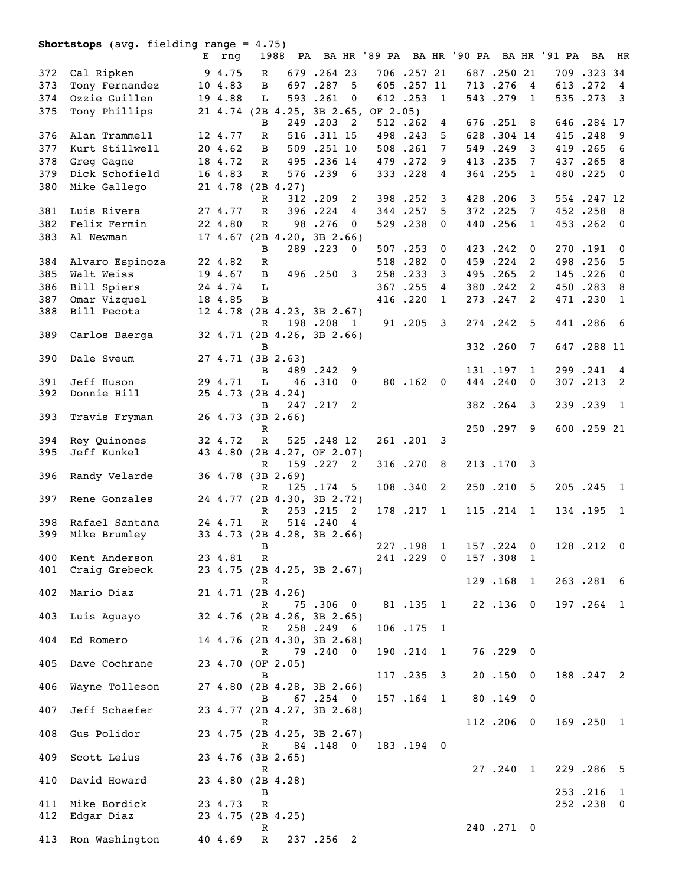**Shortstops** (avg. fielding range = 4.75)

| # | Name | E | rng | 1988 | PA | BA | HR | '89 PA | BA | HR | '90 PA | BA | HR | '91 PA | BA | HR |
|---|---|---|---|---|---|---|---|---|---|---|---|---|---|---|---|---|
| 372 | Cal Ripken | 9 | 4.75 | R | 679 | .264 | 23 | 706 | .257 | 21 | 687 | .250 | 21 | 709 | .323 | 34 |
| 373 | Tony Fernandez | 10 | 4.83 | B | 697 | .287 | 5 | 605 | .257 | 11 | 713 | .276 | 4 | 613 | .272 | 4 |
| 374 | Ozzie Guillen | 19 | 4.88 | L | 593 | .261 | 0 | 612 | .253 | 1 | 543 | .279 | 1 | 535 | .273 | 3 |
| 375 | Tony Phillips (2B 4.25, 3B 2.65, OF 2.05) | 21 | 4.74 | B | 249 | .203 | 2 | 512 | .262 | 4 | 676 | .251 | 8 | 646 | .284 | 17 |
| 376 | Alan Trammell | 12 | 4.77 | R | 516 | .311 | 15 | 498 | .243 | 5 | 628 | .304 | 14 | 415 | .248 | 9 |
| 377 | Kurt Stillwell | 20 | 4.62 | B | 509 | .251 | 10 | 508 | .261 | 7 | 549 | .249 | 3 | 419 | .265 | 6 |
| 378 | Greg Gagne | 18 | 4.72 | R | 495 | .236 | 14 | 479 | .272 | 9 | 413 | .235 | 7 | 437 | .265 | 8 |
| 379 | Dick Schofield | 16 | 4.83 | R | 576 | .239 | 6 | 333 | .228 | 4 | 364 | .255 | 1 | 480 | .225 | 0 |
| 380 | Mike Gallego (2B 4.27) | 21 | 4.78 | R | 312 | .209 | 2 | 398 | .252 | 3 | 428 | .206 | 3 | 554 | .247 | 12 |
| 381 | Luis Rivera | 27 | 4.77 | R | 396 | .224 | 4 | 344 | .257 | 5 | 372 | .225 | 7 | 452 | .258 | 8 |
| 382 | Felix Fermin | 22 | 4.80 | R | 98 | .276 | 0 | 529 | .238 | 0 | 440 | .256 | 1 | 453 | .262 | 0 |
| 383 | Al Newman (2B 4.20, 3B 2.66) | 17 | 4.67 | B | 289 | .223 | 0 | 507 | .253 | 0 | 423 | .242 | 0 | 270 | .191 | 0 |
| 384 | Alvaro Espinoza | 22 | 4.82 | R | | | | 518 | .282 | 0 | 459 | .224 | 2 | 498 | .256 | 5 |
| 385 | Walt Weiss | 19 | 4.67 | B | 496 | .250 | 3 | 258 | .233 | 3 | 495 | .265 | 2 | 145 | .226 | 0 |
| 386 | Bill Spiers | 24 | 4.74 | L | | | | 367 | .255 | 4 | 380 | .242 | 2 | 450 | .283 | 8 |
| 387 | Omar Vizquel | 18 | 4.85 | B | | | | 416 | .220 | 1 | 273 | .247 | 2 | 471 | .230 | 1 |
| 388 | Bill Pecota (2B 4.23, 3B 2.67) | 12 | 4.78 | R | 198 | .208 | 1 | 91 | .205 | 3 | 274 | .242 | 5 | 441 | .286 | 6 |
| 389 | Carlos Baerga (2B 4.26, 3B 2.66) | 32 | 4.71 | B | | | | | | | 332 | .260 | 7 | 647 | .288 | 11 |
| 390 | Dale Sveum (3B 2.63) | 27 | 4.71 | B | 489 | .242 | 9 | | | | 131 | .197 | 1 | 299 | .241 | 4 |
| 391 | Jeff Huson | 29 | 4.71 | L | 46 | .310 | 0 | 80 | .162 | 0 | 444 | .240 | 0 | 307 | .213 | 2 |
| 392 | Donnie Hill (2B 4.24) | 25 | 4.73 | B | 247 | .217 | 2 | | | | 382 | .264 | 3 | 239 | .239 | 1 |
| 393 | Travis Fryman (3B 2.66) | 26 | 4.73 | R | | | | | | | 250 | .297 | 9 | 600 | .259 | 21 |
| 394 | Rey Quinones | 32 | 4.72 | R | 525 | .248 | 12 | 261 | .201 | 3 | | | | | | |
| 395 | Jeff Kunkel (2B 4.27, OF 2.07) | 43 | 4.80 | R | 159 | .227 | 2 | 316 | .270 | 8 | 213 | .170 | 3 | | | |
| 396 | Randy Velarde (3B 2.69) | 36 | 4.78 | R | 125 | .174 | 5 | 108 | .340 | 2 | 250 | .210 | 5 | 205 | .245 | 1 |
| 397 | Rene Gonzales (2B 4.30, 3B 2.72) | 24 | 4.77 | R | 253 | .215 | 2 | 178 | .217 | 1 | 115 | .214 | 1 | 134 | .195 | 1 |
| 398 | Rafael Santana | 24 | 4.71 | R | 514 | .240 | 4 | | | | | | | | | |
| 399 | Mike Brumley (2B 4.28, 3B 2.66) | 33 | 4.73 | B | | | | 227 | .198 | 1 | 157 | .224 | 0 | 128 | .212 | 0 |
| 400 | Kent Anderson | 23 | 4.81 | R | | | | 241 | .229 | 0 | 157 | .308 | 1 | | | |
| 401 | Craig Grebeck (2B 4.25, 3B 2.67) | 23 | 4.75 | R | | | | | | | 129 | .168 | 1 | 263 | .281 | 6 |
| 402 | Mario Diaz (2B 4.26) | 21 | 4.71 | R | 75 | .306 | 0 | 81 | .135 | 1 | 22 | .136 | 0 | 197 | .264 | 1 |
| 403 | Luis Aguayo (2B 4.26, 3B 2.65) | 32 | 4.76 | R | 258 | .249 | 6 | 106 | .175 | 1 | | | | | | |
| 404 | Ed Romero (2B 4.30, 3B 2.68) | 14 | 4.76 | R | 79 | .240 | 0 | 190 | .214 | 1 | 76 | .229 | 0 | | | |
| 405 | Dave Cochrane (OF 2.05) | 23 | 4.70 | B | | | | 117 | .235 | 3 | 20 | .150 | 0 | 188 | .247 | 2 |
| 406 | Wayne Tolleson (2B 4.28, 3B 2.66) | 27 | 4.80 | B | 67 | .254 | 0 | 157 | .164 | 1 | 80 | .149 | 0 | | | |
| 407 | Jeff Schaefer (2B 4.27, 3B 2.68) | 23 | 4.77 | R | | | | | | | 112 | .206 | 0 | 169 | .250 | 1 |
| 408 | Gus Polidor (2B 4.25, 3B 2.67) | 23 | 4.75 | R | 84 | .148 | 0 | 183 | .194 | 0 | | | | | | |
| 409 | Scott Leius (3B 2.65) | 23 | 4.76 | R | | | | | | | 27 | .240 | 1 | 229 | .286 | 5 |
| 410 | David Howard (2B 4.28) | 23 | 4.80 | B | | | | | | | | | | 253 | .216 | 1 |
| 411 | Mike Bordick | 23 | 4.73 | R | | | | | | | | | | 252 | .238 | 0 |
| 412 | Edgar Diaz (2B 4.25) | 23 | 4.75 | R | | | | | | | 240 | .271 | 0 | | | |
| 413 | Ron Washington | 40 | 4.69 | R | 237 | .256 | 2 | | | | | | | | | |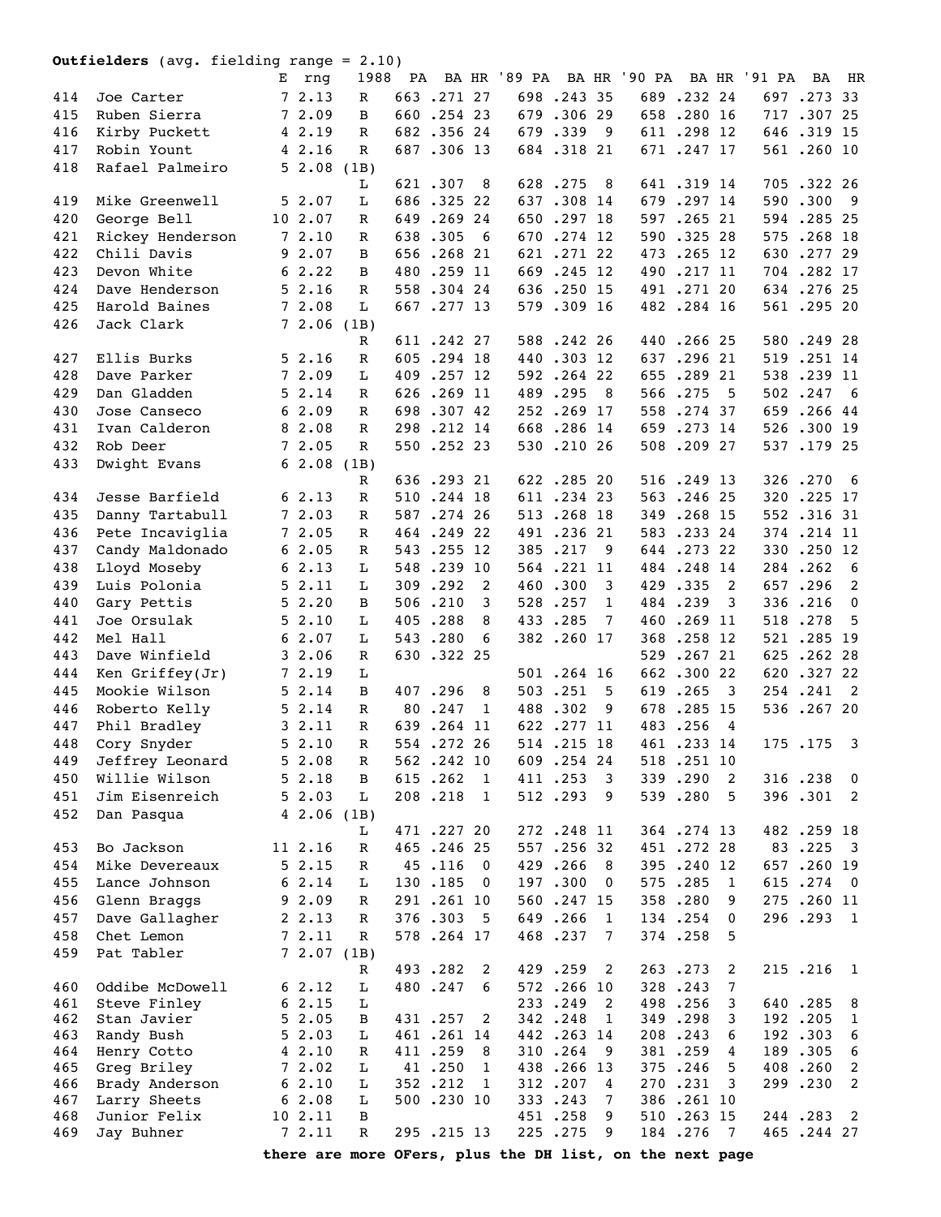**Outfielders** (avg. fielding range = 2.10)

| # | Name | E | rng | 1988 | PA | BA | HR | '89 PA | BA | HR | '90 PA | BA | HR | '91 PA | BA | HR |
|---|---|---|---|---|---|---|---|---|---|---|---|---|---|---|---|---|
| 414 | Joe Carter | 7 | 2.13 | R | 663 | .271 | 27 | 698 | .243 | 35 | 689 | .232 | 24 | 697 | .273 | 33 |
| 415 | Ruben Sierra | 7 | 2.09 | B | 660 | .254 | 23 | 679 | .306 | 29 | 658 | .280 | 16 | 717 | .307 | 25 |
| 416 | Kirby Puckett | 4 | 2.19 | R | 682 | .356 | 24 | 679 | .339 | 9 | 611 | .298 | 12 | 646 | .319 | 15 |
| 417 | Robin Yount | 4 | 2.16 | R | 687 | .306 | 13 | 684 | .318 | 21 | 671 | .247 | 17 | 561 | .260 | 10 |
| 418 | Rafael Palmeiro | 5 | 2.08 | (1B) | | | | | | | | | | | | |
| | | | | L | 621 | .307 | 8 | 628 | .275 | 8 | 641 | .319 | 14 | 705 | .322 | 26 |
| 419 | Mike Greenwell | 5 | 2.07 | L | 686 | .325 | 22 | 637 | .308 | 14 | 679 | .297 | 14 | 590 | .300 | 9 |
| 420 | George Bell | 10 | 2.07 | R | 649 | .269 | 24 | 650 | .297 | 18 | 597 | .265 | 21 | 594 | .285 | 25 |
| 421 | Rickey Henderson | 7 | 2.10 | R | 638 | .305 | 6 | 670 | .274 | 12 | 590 | .325 | 28 | 575 | .268 | 18 |
| 422 | Chili Davis | 9 | 2.07 | B | 656 | .268 | 21 | 621 | .271 | 22 | 473 | .265 | 12 | 630 | .277 | 29 |
| 423 | Devon White | 6 | 2.22 | B | 480 | .259 | 11 | 669 | .245 | 12 | 490 | .217 | 11 | 704 | .282 | 17 |
| 424 | Dave Henderson | 5 | 2.16 | R | 558 | .304 | 24 | 636 | .250 | 15 | 491 | .271 | 20 | 634 | .276 | 25 |
| 425 | Harold Baines | 7 | 2.08 | L | 667 | .277 | 13 | 579 | .309 | 16 | 482 | .284 | 16 | 561 | .295 | 20 |
| 426 | Jack Clark | 7 | 2.06 | (1B) | | | | | | | | | | | | |
| | | | | R | 611 | .242 | 27 | 588 | .242 | 26 | 440 | .266 | 25 | 580 | .249 | 28 |
| 427 | Ellis Burks | 5 | 2.16 | R | 605 | .294 | 18 | 440 | .303 | 12 | 637 | .296 | 21 | 519 | .251 | 14 |
| 428 | Dave Parker | 7 | 2.09 | L | 409 | .257 | 12 | 592 | .264 | 22 | 655 | .289 | 21 | 538 | .239 | 11 |
| 429 | Dan Gladden | 5 | 2.14 | R | 626 | .269 | 11 | 489 | .295 | 8 | 566 | .275 | 5 | 502 | .247 | 6 |
| 430 | Jose Canseco | 6 | 2.09 | R | 698 | .307 | 42 | 252 | .269 | 17 | 558 | .274 | 37 | 659 | .266 | 44 |
| 431 | Ivan Calderon | 8 | 2.08 | R | 298 | .212 | 14 | 668 | .286 | 14 | 659 | .273 | 14 | 526 | .300 | 19 |
| 432 | Rob Deer | 7 | 2.05 | R | 550 | .252 | 23 | 530 | .210 | 26 | 508 | .209 | 27 | 537 | .179 | 25 |
| 433 | Dwight Evans | 6 | 2.08 | (1B) | | | | | | | | | | | | |
| | | | | R | 636 | .293 | 21 | 622 | .285 | 20 | 516 | .249 | 13 | 326 | .270 | 6 |
| 434 | Jesse Barfield | 6 | 2.13 | R | 510 | .244 | 18 | 611 | .234 | 23 | 563 | .246 | 25 | 320 | .225 | 17 |
| 435 | Danny Tartabull | 7 | 2.03 | R | 587 | .274 | 26 | 513 | .268 | 18 | 349 | .268 | 15 | 552 | .316 | 31 |
| 436 | Pete Incaviglia | 7 | 2.05 | R | 464 | .249 | 22 | 491 | .236 | 21 | 583 | .233 | 24 | 374 | .214 | 11 |
| 437 | Candy Maldonado | 6 | 2.05 | R | 543 | .255 | 12 | 385 | .217 | 9 | 644 | .273 | 22 | 330 | .250 | 12 |
| 438 | Lloyd Moseby | 6 | 2.13 | L | 548 | .239 | 10 | 564 | .221 | 11 | 484 | .248 | 14 | 284 | .262 | 6 |
| 439 | Luis Polonia | 5 | 2.11 | L | 309 | .292 | 2 | 460 | .300 | 3 | 429 | .335 | 2 | 657 | .296 | 2 |
| 440 | Gary Pettis | 5 | 2.20 | B | 506 | .210 | 3 | 528 | .257 | 1 | 484 | .239 | 3 | 336 | .216 | 0 |
| 441 | Joe Orsulak | 5 | 2.10 | L | 405 | .288 | 8 | 433 | .285 | 7 | 460 | .269 | 11 | 518 | .278 | 5 |
| 442 | Mel Hall | 6 | 2.07 | L | 543 | .280 | 6 | 382 | .260 | 17 | 368 | .258 | 12 | 521 | .285 | 19 |
| 443 | Dave Winfield | 3 | 2.06 | R | 630 | .322 | 25 | | | | 529 | .267 | 21 | 625 | .262 | 28 |
| 444 | Ken Griffey(Jr) | 7 | 2.19 | L | | | | 501 | .264 | 16 | 662 | .300 | 22 | 620 | .327 | 22 |
| 445 | Mookie Wilson | 5 | 2.14 | B | 407 | .296 | 8 | 503 | .251 | 5 | 619 | .265 | 3 | 254 | .241 | 2 |
| 446 | Roberto Kelly | 5 | 2.14 | R | 80 | .247 | 1 | 488 | .302 | 9 | 678 | .285 | 15 | 536 | .267 | 20 |
| 447 | Phil Bradley | 3 | 2.11 | R | 639 | .264 | 11 | 622 | .277 | 11 | 483 | .256 | 4 | | | |
| 448 | Cory Snyder | 5 | 2.10 | R | 554 | .272 | 26 | 514 | .215 | 18 | 461 | .233 | 14 | 175 | .175 | 3 |
| 449 | Jeffrey Leonard | 5 | 2.08 | R | 562 | .242 | 10 | 609 | .254 | 24 | 518 | .251 | 10 | | | |
| 450 | Willie Wilson | 5 | 2.18 | B | 615 | .262 | 1 | 411 | .253 | 3 | 339 | .290 | 2 | 316 | .238 | 0 |
| 451 | Jim Eisenreich | 5 | 2.03 | L | 208 | .218 | 1 | 512 | .293 | 9 | 539 | .280 | 5 | 396 | .301 | 2 |
| 452 | Dan Pasqua | 4 | 2.06 | (1B) | | | | | | | | | | | | |
| | | | | L | 471 | .227 | 20 | 272 | .248 | 11 | 364 | .274 | 13 | 482 | .259 | 18 |
| 453 | Bo Jackson | 11 | 2.16 | R | 465 | .246 | 25 | 557 | .256 | 32 | 451 | .272 | 28 | 83 | .225 | 3 |
| 454 | Mike Devereaux | 5 | 2.15 | R | 45 | .116 | 0 | 429 | .266 | 8 | 395 | .240 | 12 | 657 | .260 | 19 |
| 455 | Lance Johnson | 6 | 2.14 | L | 130 | .185 | 0 | 197 | .300 | 0 | 575 | .285 | 1 | 615 | .274 | 0 |
| 456 | Glenn Braggs | 9 | 2.09 | R | 291 | .261 | 10 | 560 | .247 | 15 | 358 | .280 | 9 | 275 | .260 | 11 |
| 457 | Dave Gallagher | 2 | 2.13 | R | 376 | .303 | 5 | 649 | .266 | 1 | 134 | .254 | 0 | 296 | .293 | 1 |
| 458 | Chet Lemon | 7 | 2.11 | R | 578 | .264 | 17 | 468 | .237 | 7 | 374 | .258 | 5 | | | |
| 459 | Pat Tabler | 7 | 2.07 | (1B) | | | | | | | | | | | | |
| | | | | R | 493 | .282 | 2 | 429 | .259 | 2 | 263 | .273 | 2 | 215 | .216 | 1 |
| 460 | Oddibe McDowell | 6 | 2.12 | L | 480 | .247 | 6 | 572 | .266 | 10 | 328 | .243 | 7 | | | |
| 461 | Steve Finley | 6 | 2.15 | L | | | | 233 | .249 | 2 | 498 | .256 | 3 | 640 | .285 | 8 |
| 462 | Stan Javier | 5 | 2.05 | B | 431 | .257 | 2 | 342 | .248 | 1 | 349 | .298 | 3 | 192 | .205 | 1 |
| 463 | Randy Bush | 5 | 2.03 | L | 461 | .261 | 14 | 442 | .263 | 14 | 208 | .243 | 6 | 192 | .303 | 6 |
| 464 | Henry Cotto | 4 | 2.10 | R | 411 | .259 | 8 | 310 | .264 | 9 | 381 | .259 | 4 | 189 | .305 | 6 |
| 465 | Greg Briley | 7 | 2.02 | L | 41 | .250 | 1 | 438 | .266 | 13 | 375 | .246 | 5 | 408 | .260 | 2 |
| 466 | Brady Anderson | 6 | 2.10 | L | 352 | .212 | 1 | 312 | .207 | 4 | 270 | .231 | 3 | 299 | .230 | 2 |
| 467 | Larry Sheets | 6 | 2.08 | L | 500 | .230 | 10 | 333 | .243 | 7 | 386 | .261 | 10 | | | |
| 468 | Junior Felix | 10 | 2.11 | B | | | | 451 | .258 | 9 | 510 | .263 | 15 | 244 | .283 | 2 |
| 469 | Jay Buhner | 7 | 2.11 | R | 295 | .215 | 13 | 225 | .275 | 9 | 184 | .276 | 7 | 465 | .244 | 27 |

**there are more OFers, plus the DH list, on the next page**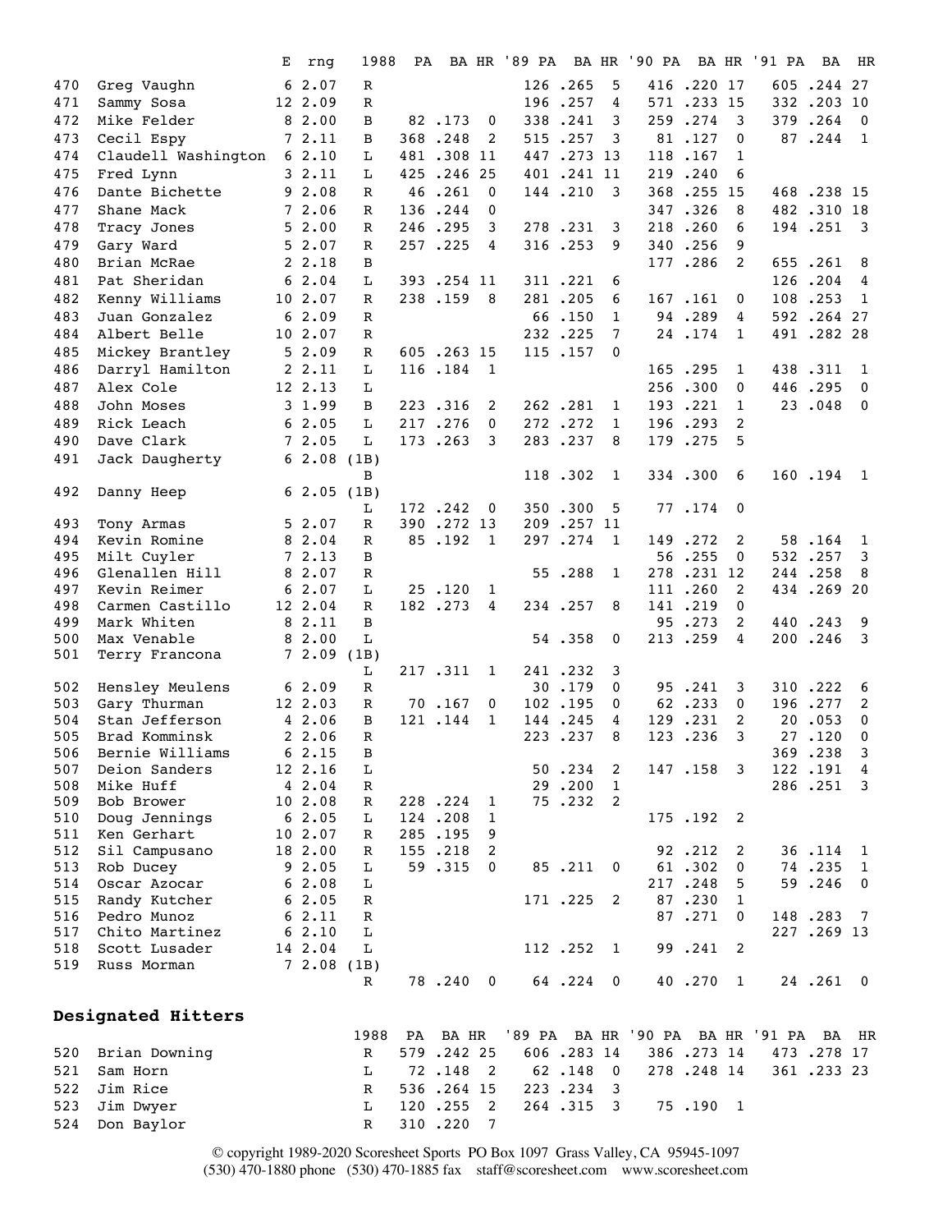| | | E | rng | 1988 | PA | BA | HR | '89 PA | BA | HR | '90 PA | BA | HR | '91 PA | BA | HR |
|---|---|---|---|---|---|---|---|---|---|---|---|---|---|---|---|---|
| 470 | Greg Vaughn | 6 | 2.07 | R | | | | 126 | .265 | 5 | 416 | .220 | 17 | 605 | .244 | 27 |
| 471 | Sammy Sosa | 12 | 2.09 | R | | | | 196 | .257 | 4 | 571 | .233 | 15 | 332 | .203 | 10 |
| 472 | Mike Felder | 8 | 2.00 | B | 82 | .173 | 0 | 338 | .241 | 3 | 259 | .274 | 3 | 379 | .264 | 0 |
| 473 | Cecil Espy | 7 | 2.11 | B | 368 | .248 | 2 | 515 | .257 | 3 | 81 | .127 | 0 | 87 | .244 | 1 |
| 474 | Claudell Washington | 6 | 2.10 | L | 481 | .308 | 11 | 447 | .273 | 13 | 118 | .167 | 1 | | | |
| 475 | Fred Lynn | 3 | 2.11 | L | 425 | .246 | 25 | 401 | .241 | 11 | 219 | .240 | 6 | | | |
| 476 | Dante Bichette | 9 | 2.08 | R | 46 | .261 | 0 | 144 | .210 | 3 | 368 | .255 | 15 | 468 | .238 | 15 |
| 477 | Shane Mack | 7 | 2.06 | R | 136 | .244 | 0 | | | | 347 | .326 | 8 | 482 | .310 | 18 |
| 478 | Tracy Jones | 5 | 2.00 | R | 246 | .295 | 3 | 278 | .231 | 3 | 218 | .260 | 6 | 194 | .251 | 3 |
| 479 | Gary Ward | 5 | 2.07 | R | 257 | .225 | 4 | 316 | .253 | 9 | 340 | .256 | 9 | | | |
| 480 | Brian McRae | 2 | 2.18 | B | | | | | | | 177 | .286 | 2 | 655 | .261 | 8 |
| 481 | Pat Sheridan | 6 | 2.04 | L | 393 | .254 | 11 | 311 | .221 | 6 | | | | 126 | .204 | 4 |
| 482 | Kenny Williams | 10 | 2.07 | R | 238 | .159 | 8 | 281 | .205 | 6 | 167 | .161 | 0 | 108 | .253 | 1 |
| 483 | Juan Gonzalez | 6 | 2.09 | R | | | | 66 | .150 | 1 | 94 | .289 | 4 | 592 | .264 | 27 |
| 484 | Albert Belle | 10 | 2.07 | R | | | | 232 | .225 | 7 | 24 | .174 | 1 | 491 | .282 | 28 |
| 485 | Mickey Brantley | 5 | 2.09 | R | 605 | .263 | 15 | 115 | .157 | 0 | | | | | | |
| 486 | Darryl Hamilton | 2 | 2.11 | L | 116 | .184 | 1 | | | | 165 | .295 | 1 | 438 | .311 | 1 |
| 487 | Alex Cole | 12 | 2.13 | L | | | | | | | 256 | .300 | 0 | 446 | .295 | 0 |
| 488 | John Moses | 3 | 1.99 | B | 223 | .316 | 2 | 262 | .281 | 1 | 193 | .221 | 1 | 23 | .048 | 0 |
| 489 | Rick Leach | 6 | 2.05 | L | 217 | .276 | 0 | 272 | .272 | 1 | 196 | .293 | 2 | | | |
| 490 | Dave Clark | 7 | 2.05 | L | 173 | .263 | 3 | 283 | .237 | 8 | 179 | .275 | 5 | | | |
| 491 | Jack Daugherty | 6 | 2.08 | (1B) B | | | | 118 | .302 | 1 | 334 | .300 | 6 | 160 | .194 | 1 |
| 492 | Danny Heep | 6 | 2.05 | (1B) L | 172 | .242 | 0 | 350 | .300 | 5 | 77 | .174 | 0 | | | |
| 493 | Tony Armas | 5 | 2.07 | R | 390 | .272 | 13 | 209 | .257 | 11 | | | | | | |
| 494 | Kevin Romine | 8 | 2.04 | R | 85 | .192 | 1 | 297 | .274 | 1 | 149 | .272 | 2 | 58 | .164 | 1 |
| 495 | Milt Cuyler | 7 | 2.13 | B | | | | | | | 56 | .255 | 0 | 532 | .257 | 3 |
| 496 | Glenallen Hill | 8 | 2.07 | R | | | | 55 | .288 | 1 | 278 | .231 | 12 | 244 | .258 | 8 |
| 497 | Kevin Reimer | 6 | 2.07 | L | 25 | .120 | 1 | | | | 111 | .260 | 2 | 434 | .269 | 20 |
| 498 | Carmen Castillo | 12 | 2.04 | R | 182 | .273 | 4 | 234 | .257 | 8 | 141 | .219 | 0 | | | |
| 499 | Mark Whiten | 8 | 2.11 | B | | | | | | | 95 | .273 | 2 | 440 | .243 | 9 |
| 500 | Max Venable | 8 | 2.00 | L | | | | 54 | .358 | 0 | 213 | .259 | 4 | 200 | .246 | 3 |
| 501 | Terry Francona | 7 | 2.09 | (1B) L | 217 | .311 | 1 | 241 | .232 | 3 | | | | | | |
| 502 | Hensley Meulens | 6 | 2.09 | R | | | | 30 | .179 | 0 | 95 | .241 | 3 | 310 | .222 | 6 |
| 503 | Gary Thurman | 12 | 2.03 | R | 70 | .167 | 0 | 102 | .195 | 0 | 62 | .233 | 0 | 196 | .277 | 2 |
| 504 | Stan Jefferson | 4 | 2.06 | B | 121 | .144 | 1 | 144 | .245 | 4 | 129 | .231 | 2 | 20 | .053 | 0 |
| 505 | Brad Komminsk | 2 | 2.06 | R | | | | 223 | .237 | 8 | 123 | .236 | 3 | 27 | .120 | 0 |
| 506 | Bernie Williams | 6 | 2.15 | B | | | | | | | | | | 369 | .238 | 3 |
| 507 | Deion Sanders | 12 | 2.16 | L | | | | 50 | .234 | 2 | 147 | .158 | 3 | 122 | .191 | 4 |
| 508 | Mike Huff | 4 | 2.04 | R | | | | 29 | .200 | 1 | | | | 286 | .251 | 3 |
| 509 | Bob Brower | 10 | 2.08 | R | 228 | .224 | 1 | 75 | .232 | 2 | | | | | | |
| 510 | Doug Jennings | 6 | 2.05 | L | 124 | .208 | 1 | | | | 175 | .192 | 2 | | | |
| 511 | Ken Gerhart | 10 | 2.07 | R | 285 | .195 | 9 | | | | | | | | | |
| 512 | Sil Campusano | 18 | 2.00 | R | 155 | .218 | 2 | | | | 92 | .212 | 2 | 36 | .114 | 1 |
| 513 | Rob Ducey | 9 | 2.05 | L | 59 | .315 | 0 | 85 | .211 | 0 | 61 | .302 | 0 | 74 | .235 | 1 |
| 514 | Oscar Azocar | 6 | 2.08 | L | | | | | | | 217 | .248 | 5 | 59 | .246 | 0 |
| 515 | Randy Kutcher | 6 | 2.05 | R | | | | 171 | .225 | 2 | 87 | .230 | 1 | | | |
| 516 | Pedro Munoz | 6 | 2.11 | R | | | | | | | 87 | .271 | 0 | 148 | .283 | 7 |
| 517 | Chito Martinez | 6 | 2.10 | L | | | | | | | | | | 227 | .269 | 13 |
| 518 | Scott Lusader | 14 | 2.04 | L | | | | 112 | .252 | 1 | 99 | .241 | 2 | | | |
| 519 | Russ Morman | 7 | 2.08 | (1B) R | 78 | .240 | 0 | 64 | .224 | 0 | 40 | .270 | 1 | 24 | .261 | 0 |

## Designated Hitters

| | | 1988 | PA | BA | HR | '89 PA | BA | HR | '90 PA | BA | HR | '91 PA | BA | HR |
|---|---|---|---|---|---|---|---|---|---|---|---|---|---|---|
| 520 | Brian Downing | R | 579 | .242 | 25 | 606 | .283 | 14 | 386 | .273 | 14 | 473 | .278 | 17 |
| 521 | Sam Horn | L | 72 | .148 | 2 | 62 | .148 | 0 | 278 | .248 | 14 | 361 | .233 | 23 |
| 522 | Jim Rice | R | 536 | .264 | 15 | 223 | .234 | 3 | | | | | | |
| 523 | Jim Dwyer | L | 120 | .255 | 2 | 264 | .315 | 3 | 75 | .190 | 1 | | | |
| 524 | Don Baylor | R | 310 | .220 | 7 | | | | | | | | | |

© copyright 1989-2020 Scoresheet Sports PO Box 1097 Grass Valley, CA 95945-1097
(530) 470-1880 phone (530) 470-1885 fax staff@scoresheet.com www.scoresheet.com